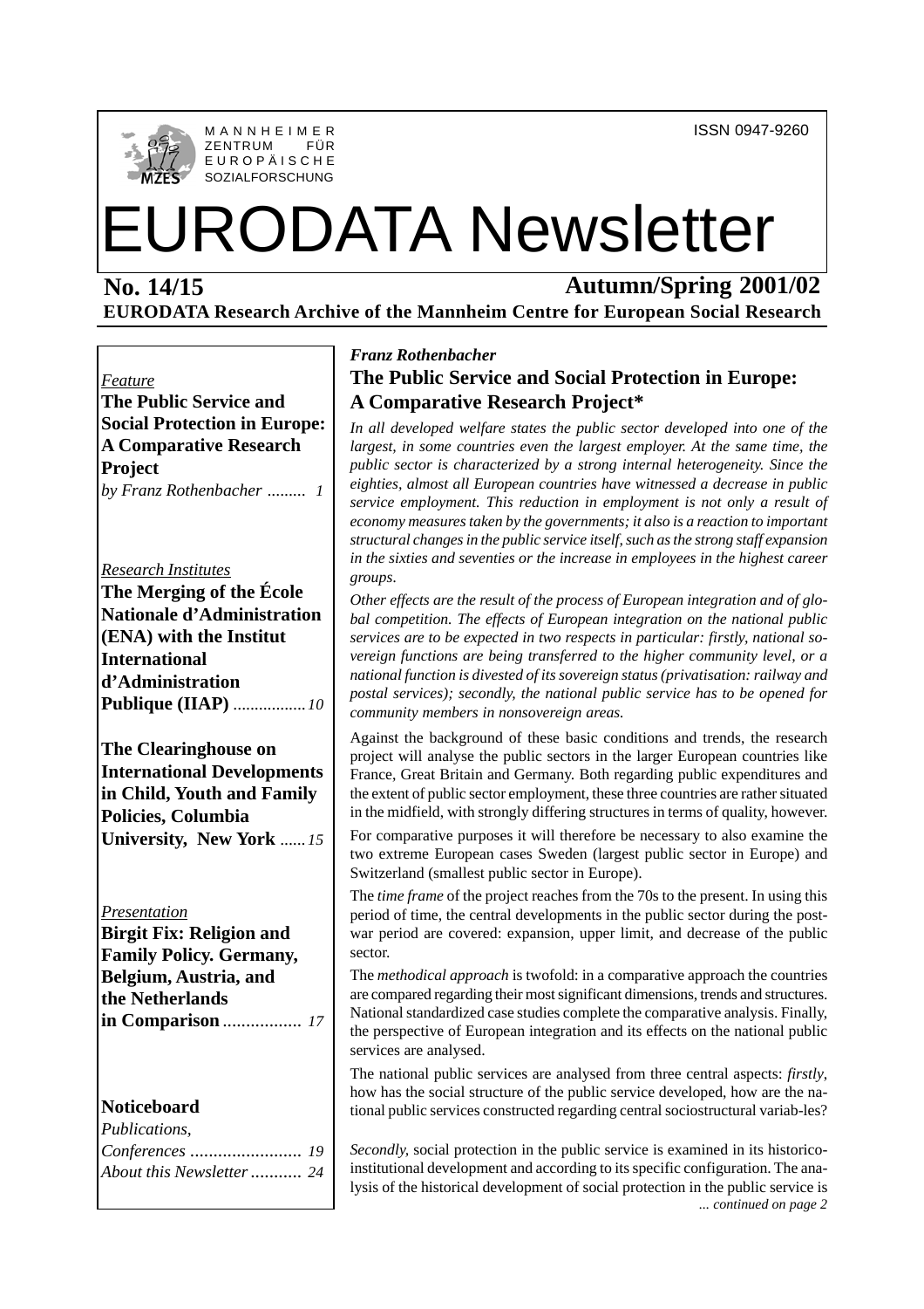MANNHEIMER ZENTRUM FÜR EUROPÄISCHE SOZIALFORSCHUNG

ISSN 0947-9260

# EURODATA Newsletter

**No. 14/15** **Autumn/Spring 2001/02**

**EURODATA Research Archive of the Mannheim Centre for European Social Research**

*Feature*

**The Public Service and Social Protection in Europe: A Comparative Research Project**
*by Franz Rothenbacher ......... 1*

*Research Institutes*

**The Merging of the École Nationale d'Administration (ENA) with the Institut International d'Administration Publique (IIAP)** ................ *10*

**The Clearinghouse on International Developments in Child, Youth and Family Policies, Columbia University, New York** ...... *15*

*Presentation*

**Birgit Fix: Religion and Family Policy. Germany, Belgium, Austria, and the Netherlands in Comparison** ................ *17*

**Noticeboard**

*Publications, Conferences ........................ 19*
*About this Newsletter ........... 24*

*Franz Rothenbacher*

## The Public Service and Social Protection in Europe: A Comparative Research Project*

*In all developed welfare states the public sector developed into one of the largest, in some countries even the largest employer. At the same time, the public sector is characterized by a strong internal heterogeneity. Since the eighties, almost all European countries have witnessed a decrease in public service employment. This reduction in employment is not only a result of economy measures taken by the governments; it also is a reaction to important structural changes in the public service itself, such as the strong staff expansion in the sixties and seventies or the increase in employees in the highest career groups.*

*Other effects are the result of the process of European integration and of global competition. The effects of European integration on the national public services are to be expected in two respects in particular: firstly, national sovereign functions are being transferred to the higher community level, or a national function is divested of its sovereign status (privatisation: railway and postal services); secondly, the national public service has to be opened for community members in nonsovereign areas.*

Against the background of these basic conditions and trends, the research project will analyse the public sectors in the larger European countries like France, Great Britain and Germany. Both regarding public expenditures and the extent of public sector employment, these three countries are rather situated in the midfield, with strongly differing structures in terms of quality, however.

For comparative purposes it will therefore be necessary to also examine the two extreme European cases Sweden (largest public sector in Europe) and Switzerland (smallest public sector in Europe).

The *time frame* of the project reaches from the 70s to the present. In using this period of time, the central developments in the public sector during the post-war period are covered: expansion, upper limit, and decrease of the public sector.

The *methodical approach* is twofold: in a comparative approach the countries are compared regarding their most significant dimensions, trends and structures. National standardized case studies complete the comparative analysis. Finally, the perspective of European integration and its effects on the national public services are analysed.

The national public services are analysed from three central aspects: *firstly*, how has the social structure of the public service developed, how are the national public services constructed regarding central sociostructural variab-les?

*Secondly*, social protection in the public service is examined in its historico-institutional development and according to its specific configuration. The analysis of the historical development of social protection in the public service is

*... continued on page 2*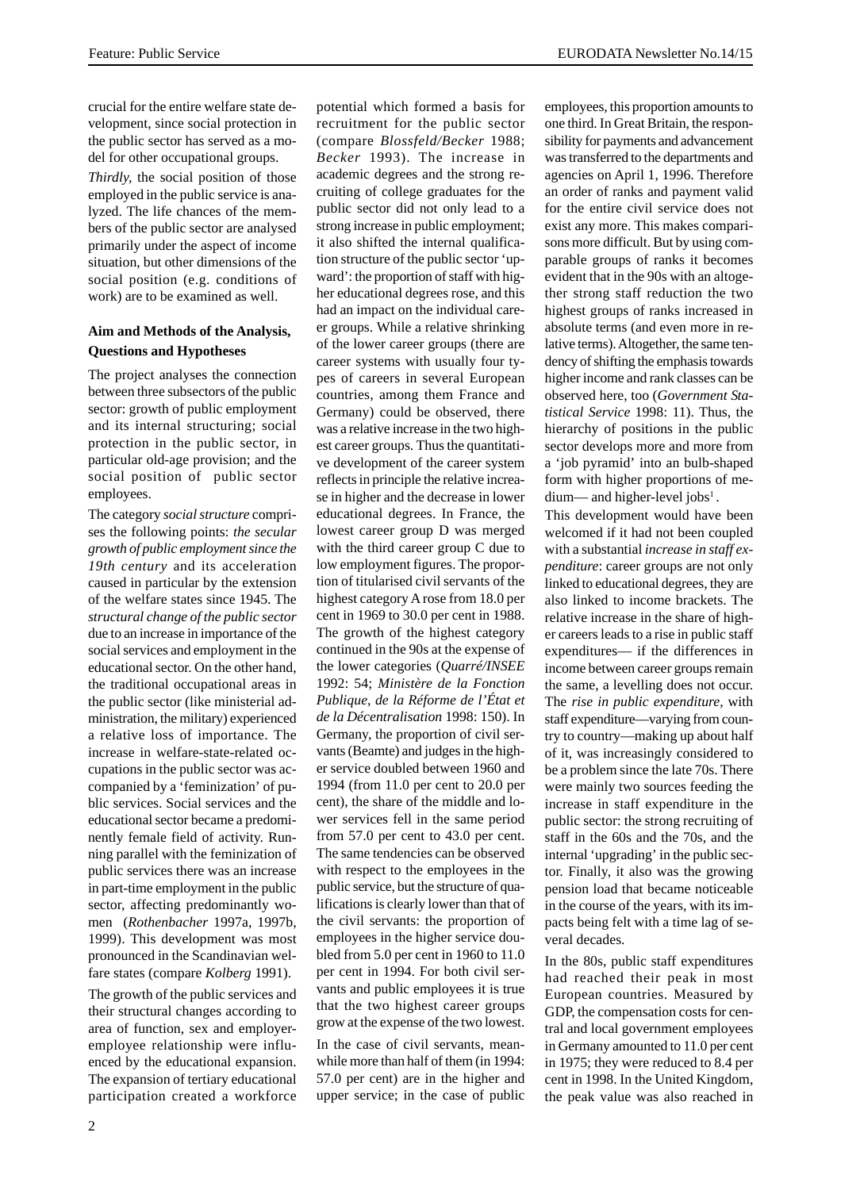crucial for the entire welfare state development, since social protection in the public sector has served as a model for other occupational groups.

*Thirdly,* the social position of those employed in the public service is analyzed. The life chances of the members of the public sector are analysed primarily under the aspect of income situation, but other dimensions of the social position (e.g. conditions of work) are to be examined as well.

### Aim and Methods of the Analysis, Questions and Hypotheses

The project analyses the connection between three subsectors of the public sector: growth of public employment and its internal structuring; social protection in the public sector, in particular old-age provision; and the social position of public sector employees.

The category *social structure* comprises the following points: *the secular growth of public employment since the 19th century* and its acceleration caused in particular by the extension of the welfare states since 1945. The *structural change of the public sector* due to an increase in importance of the social services and employment in the educational sector. On the other hand, the traditional occupational areas in the public sector (like ministerial administration, the military) experienced a relative loss of importance. The increase in welfare-state-related occupations in the public sector was accompanied by a 'feminization' of public services. Social services and the educational sector became a predominently female field of activity. Running parallel with the feminization of public services there was an increase in part-time employment in the public sector, affecting predominantly women (*Rothenbacher* 1997a, 1997b, 1999). This development was most pronounced in the Scandinavian welfare states (compare *Kolberg* 1991).

The growth of the public services and their structural changes according to area of function, sex and employer-employee relationship were influenced by the educational expansion. The expansion of tertiary educational participation created a workforce potential which formed a basis for recruitment for the public sector (compare *Blossfeld/Becker* 1988; *Becker* 1993). The increase in academic degrees and the strong recruiting of college graduates for the public sector did not only lead to a strong increase in public employment; it also shifted the internal qualification structure of the public sector 'upward': the proportion of staff with higher educational degrees rose, and this had an impact on the individual career groups. While a relative shrinking of the lower career groups (there are career systems with usually four types of careers in several European countries, among them France and Germany) could be observed, there was a relative increase in the two highest career groups. Thus the quantitative development of the career system reflects in principle the relative increase in higher and the decrease in lower educational degrees. In France, the lowest career group D was merged with the third career group C due to low employment figures. The proportion of titularised civil servants of the highest category A rose from 18.0 per cent in 1969 to 30.0 per cent in 1988. The growth of the highest category continued in the 90s at the expense of the lower categories (*Quarré/INSEE* 1992: 54; *Ministère de la Fonction Publique, de la Réforme de l'État et de la Décentralisation* 1998: 150). In Germany, the proportion of civil servants (Beamte) and judges in the higher service doubled between 1960 and 1994 (from 11.0 per cent to 20.0 per cent), the share of the middle and lower services fell in the same period from 57.0 per cent to 43.0 per cent. The same tendencies can be observed with respect to the employees in the public service, but the structure of qualifications is clearly lower than that of the civil servants: the proportion of employees in the higher service doubled from 5.0 per cent in 1960 to 11.0 per cent in 1994. For both civil servants and public employees it is true that the two highest career groups grow at the expense of the two lowest.

In the case of civil servants, meanwhile more than half of them (in 1994: 57.0 per cent) are in the higher and upper service; in the case of public employees, this proportion amounts to one third. In Great Britain, the responsibility for payments and advancement was transferred to the departments and agencies on April 1, 1996. Therefore an order of ranks and payment valid for the entire civil service does not exist any more. This makes comparisons more difficult. But by using comparable groups of ranks it becomes evident that in the 90s with an altogether strong staff reduction the two highest groups of ranks increased in absolute terms (and even more in relative terms). Altogether, the same tendency of shifting the emphasis towards higher income and rank classes can be observed here, too (*Government Statistical Service* 1998: 11). Thus, the hierarchy of positions in the public sector develops more and more from a 'job pyramid' into an bulb-shaped form with higher proportions of medium— and higher-level jobs[1].

This development would have been welcomed if it had not been coupled with a substantial *increase in staff expenditure*: career groups are not only linked to educational degrees, they are also linked to income brackets. The relative increase in the share of higher careers leads to a rise in public staff expenditures— if the differences in income between career groups remain the same, a levelling does not occur. The *rise in public expenditure,* with staff expenditure—varying from country to country—making up about half of it, was increasingly considered to be a problem since the late 70s. There were mainly two sources feeding the increase in staff expenditure in the public sector: the strong recruiting of staff in the 60s and the 70s, and the internal 'upgrading' in the public sector. Finally, it also was the growing pension load that became noticeable in the course of the years, with its impacts being felt with a time lag of several decades.

In the 80s, public staff expenditures had reached their peak in most European countries. Measured by GDP, the compensation costs for central and local government employees in Germany amounted to 11.0 per cent in 1975; they were reduced to 8.4 per cent in 1998. In the United Kingdom, the peak value was also reached in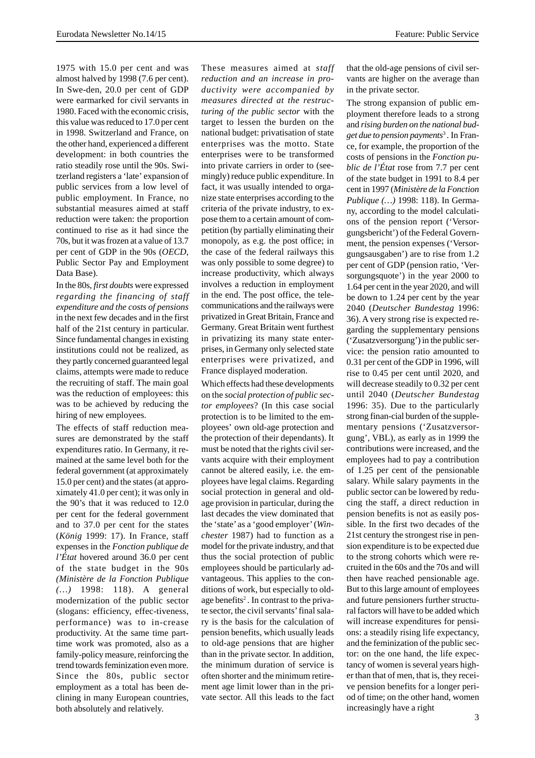1975 with 15.0 per cent and was almost halved by 1998 (7.6 per cent). In Swe-den, 20.0 per cent of GDP were earmarked for civil servants in 1980. Faced with the economic crisis, this value was reduced to 17.0 per cent in 1998. Switzerland and France, on the other hand, experienced a different development: in both countries the ratio steadily rose until the 90s. Switzerland registers a 'late' expansion of public services from a low level of public employment. In France, no substantial measures aimed at staff reduction were taken: the proportion continued to rise as it had since the 70s, but it was frozen at a value of 13.7 per cent of GDP in the 90s (*OECD*, Public Sector Pay and Employment Data Base).

In the 80s, *first doubts* were expressed *regarding the financing of staff expenditure and the costs of pensions* in the next few decades and in the first half of the 21st century in particular. Since fundamental changes in existing institutions could not be realized, as they partly concerned guaranteed legal claims, attempts were made to reduce the recruiting of staff. The main goal was the reduction of employees: this was to be achieved by reducing the hiring of new employees.

The effects of staff reduction measures are demonstrated by the staff expenditures ratio. In Germany, it remained at the same level both for the federal government (at approximately 15.0 per cent) and the states (at approximately 41.0 per cent); it was only in the 90's that it was reduced to 12.0 per cent for the federal government and to 37.0 per cent for the states (*König* 1999: 17). In France, staff expenses in the *Fonction publique de l'État* hovered around 36.0 per cent of the state budget in the 90s *(Ministère de la Fonction Publique (…)* 1998: 118). A general modernization of the public sector (slogans: efficiency, effec-tiveness, performance) was to in-crease productivity. At the same time part-time work was promoted, also as a family-policy measure, reinforcing the trend towards feminization even more. Since the 80s, public sector employment as a total has been declining in many European countries, both absolutely and relatively.

These measures aimed at *staff reduction and an increase in productivity were accompanied by measures directed at the restructuring of the public sector* with the target to lessen the burden on the national budget: privatisation of state enterprises was the motto. State enterprises were to be transformed into private carriers in order to (seemingly) reduce public expenditure. In fact, it was usually intended to organize state enterprises according to the criteria of the private industry, to expose them to a certain amount of competition (by partially eliminating their monopoly, as e.g. the post office; in the case of the federal railways this was only possible to some degree) to increase productivity, which always involves a reduction in employment in the end. The post office, the telecommunications and the railways were privatized in Great Britain, France and Germany. Great Britain went furthest in privatizing its many state enterprises, in Germany only selected state enterprises were privatized, and France displayed moderation.

Which effects had these developments on the *social protection of public sector employees*? (In this case social protection is to be limited to the employees' own old-age protection and the protection of their dependants). It must be noted that the rights civil servants acquire with their employment cannot be altered easily, i.e. the employees have legal claims. Regarding social protection in general and old-age provision in particular, during the last decades the view dominated that the 'state' as a 'good employer' (*Winchester* 1987) had to function as a model for the private industry, and that thus the social protection of public employees should be particularly advantageous. This applies to the conditions of work, but especially to old-age benefits[2]. In contrast to the private sector, the civil servants' final salary is the basis for the calculation of pension benefits, which usually leads to old-age pensions that are higher than in the private sector. In addition, the minimum duration of service is often shorter and the minimum retirement age limit lower than in the private sector. All this leads to the fact that the old-age pensions of civil servants are higher on the average than in the private sector.

The strong expansion of public employment therefore leads to a strong and *rising burden on the national budget due to pension payments*[3]. In France, for example, the proportion of the costs of pensions in the *Fonction public de l'État* rose from 7.7 per cent of the state budget in 1991 to 8.4 per cent in 1997 (*Ministère de la Fonction Publique (…)* 1998: 118). In Germany, according to the model calculations of the pension report ('Versorgungsbericht') of the Federal Government, the pension expenses ('Versorgungsausgaben') are to rise from 1.2 per cent of GDP (pension ratio, 'Versorgungsquote') in the year 2000 to 1.64 per cent in the year 2020, and will be down to 1.24 per cent by the year 2040 (*Deutscher Bundestag* 1996: 36). A very strong rise is expected regarding the supplementary pensions ('Zusatzversorgung') in the public service: the pension ratio amounted to 0.31 per cent of the GDP in 1996, will rise to 0.45 per cent until 2020, and will decrease steadily to 0.32 per cent until 2040 (*Deutscher Bundestag* 1996: 35). Due to the particularly strong finan-cial burden of the supplementary pensions ('Zusatzversorgung', VBL), as early as in 1999 the contributions were increased, and the employees had to pay a contribution of 1.25 per cent of the pensionable salary. While salary payments in the public sector can be lowered by reducing the staff, a direct reduction in pension benefits is not as easily possible. In the first two decades of the 21st century the strongest rise in pension expenditure is to be expected due to the strong cohorts which were recruited in the 60s and the 70s and will then have reached pensionable age. But to this large amount of employees and future pensioners further structural factors will have to be added which will increase expenditures for pensions: a steadily rising life expectancy, and the feminization of the public sector: on the one hand, the life expectancy of women is several years higher than that of men, that is, they receive pension benefits for a longer period of time; on the other hand, women increasingly have a right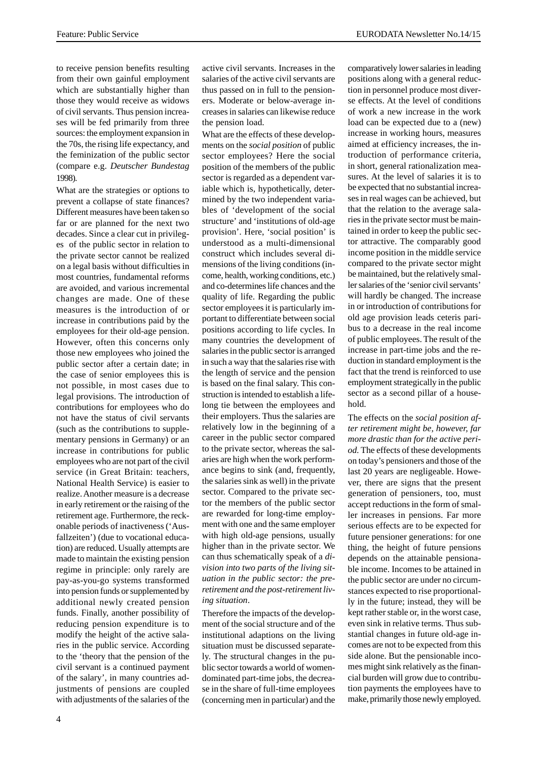to receive pension benefits resulting from their own gainful employment which are substantially higher than those they would receive as widows of civil servants. Thus pension increases will be fed primarily from three sources: the employment expansion in the 70s, the rising life expectancy, and the feminization of the public sector (compare e.g. *Deutscher Bundestag* 1998).

What are the strategies or options to prevent a collapse of state finances? Different measures have been taken so far or are planned for the next two decades. Since a clear cut in privileges of the public sector in relation to the private sector cannot be realized on a legal basis without difficulties in most countries, fundamental reforms are avoided, and various incremental changes are made. One of these measures is the introduction of or increase in contributions paid by the employees for their old-age pension. However, often this concerns only those new employees who joined the public sector after a certain date; in the case of senior employees this is not possible, in most cases due to legal provisions. The introduction of contributions for employees who do not have the status of civil servants (such as the contributions to supplementary pensions in Germany) or an increase in contributions for public employees who are not part of the civil service (in Great Britain: teachers, National Health Service) is easier to realize. Another measure is a decrease in early retirement or the raising of the retirement age. Furthermore, the reckonable periods of inactiveness ('Ausfallzeiten') (due to vocational education) are reduced. Usually attempts are made to maintain the existing pension regime in principle: only rarely are pay-as-you-go systems transformed into pension funds or supplemented by additional newly created pension funds. Finally, another possibility of reducing pension expenditure is to modify the height of the active salaries in the public service. According to the 'theory that the pension of the civil servant is a continued payment of the salary', in many countries adjustments of pensions are coupled with adjustments of the salaries of the active civil servants. Increases in the salaries of the active civil servants are thus passed on in full to the pensioners. Moderate or below-average increases in salaries can likewise reduce the pension load.

What are the effects of these developments on the *social position* of public sector employees? Here the social position of the members of the public sector is regarded as a dependent variable which is, hypothetically, determined by the two independent variables of 'development of the social structure' and 'institutions of old-age provision'. Here, 'social position' is understood as a multi-dimensional construct which includes several dimensions of the living conditions (income, health, working conditions, etc.) and co-determines life chances and the quality of life. Regarding the public sector employees it is particularly important to differentiate between social positions according to life cycles. In many countries the development of salaries in the public sector is arranged in such a way that the salaries rise with the length of service and the pension is based on the final salary. This construction is intended to establish a lifelong tie between the employees and their employers. Thus the salaries are relatively low in the beginning of a career in the public sector compared to the private sector, whereas the salaries are high when the work performance begins to sink (and, frequently, the salaries sink as well) in the private sector. Compared to the private sector the members of the public sector are rewarded for long-time employment with one and the same employer with high old-age pensions, usually higher than in the private sector. We can thus schematically speak of a *division into two parts of the living situation in the public sector: the pre-retirement and the post-retirement living situation*.

Therefore the impacts of the development of the social structure and of the institutional adaptions on the living situation must be discussed separately. The structural changes in the public sector towards a world of women-dominated part-time jobs, the decrease in the share of full-time employees (concerning men in particular) and the comparatively lower salaries in leading positions along with a general reduction in personnel produce most diverse effects. At the level of conditions of work a new increase in the work load can be expected due to a (new) increase in working hours, measures aimed at efficiency increases, the introduction of performance criteria, in short, general rationalization measures. At the level of salaries it is to be expected that no substantial increases in real wages can be achieved, but that the relation to the average salaries in the private sector must be maintained in order to keep the public sector attractive. The comparably good income position in the middle service compared to the private sector might be maintained, but the relatively smaller salaries of the 'senior civil servants' will hardly be changed. The increase in or introduction of contributions for old age provision leads ceteris paribus to a decrease in the real income of public employees. The result of the increase in part-time jobs and the reduction in standard employment is the fact that the trend is reinforced to use employment strategically in the public sector as a second pillar of a household.

The effects on the *social position after retirement might be, however, far more drastic than for the active period*. The effects of these developments on today's pensioners and those of the last 20 years are negligeable. However, there are signs that the present generation of pensioners, too, must accept reductions in the form of smaller increases in pensions. Far more serious effects are to be expected for future pensioner generations: for one thing, the height of future pensions depends on the attainable pensionable income. Incomes to be attained in the public sector are under no circumstances expected to rise proportionally in the future; instead, they will be kept rather stable or, in the worst case, even sink in relative terms. Thus substantial changes in future old-age incomes are not to be expected from this side alone. But the pensionable incomes might sink relatively as the financial burden will grow due to contribution payments the employees have to make, primarily those newly employed.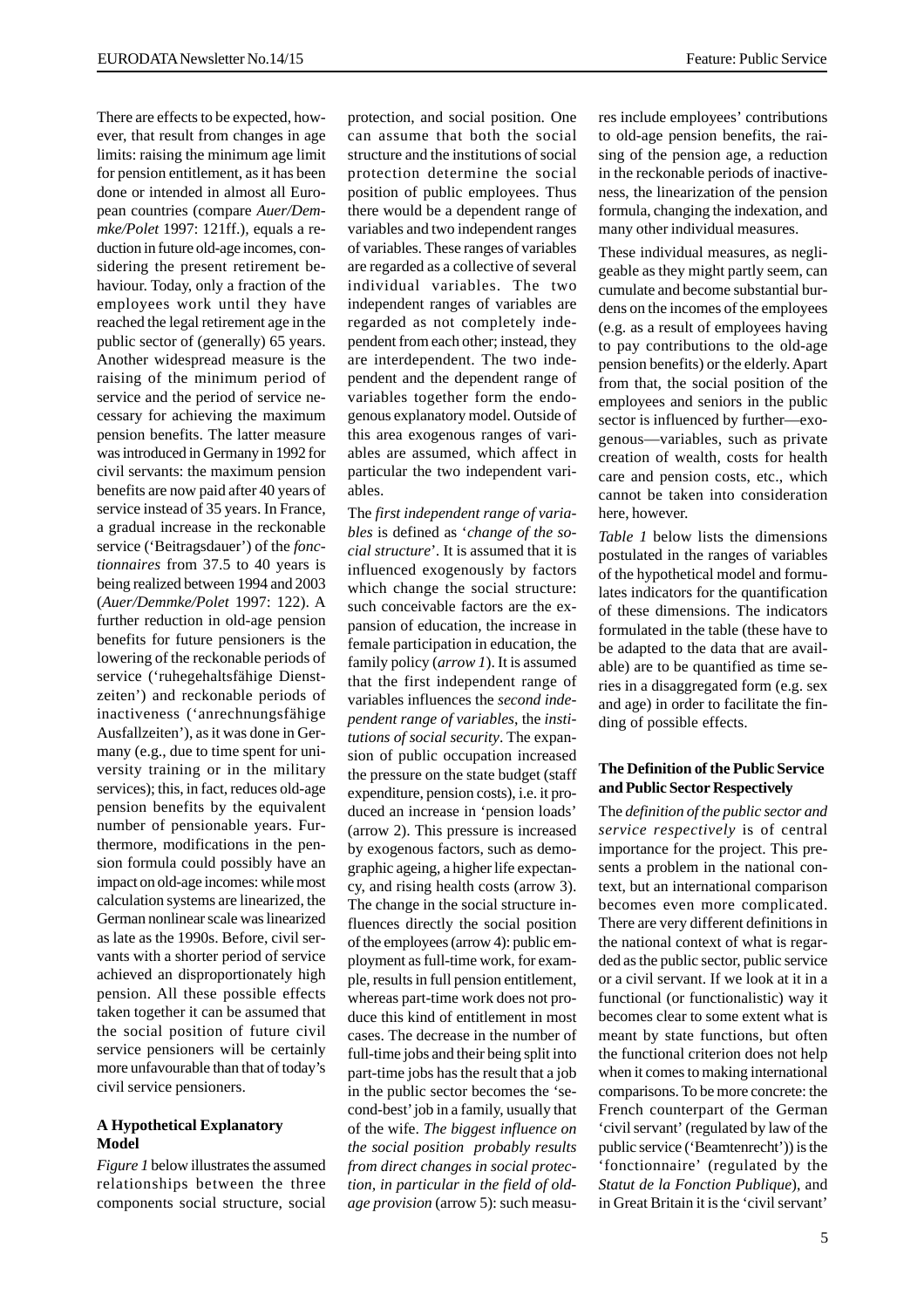There are effects to be expected, however, that result from changes in age limits: raising the minimum age limit for pension entitlement, as it has been done or intended in almost all European countries (compare *Auer/Demmke/Polet* 1997: 121ff.), equals a reduction in future old-age incomes, considering the present retirement behaviour. Today, only a fraction of the employees work until they have reached the legal retirement age in the public sector of (generally) 65 years. Another widespread measure is the raising of the minimum period of service and the period of service necessary for achieving the maximum pension benefits. The latter measure was introduced in Germany in 1992 for civil servants: the maximum pension benefits are now paid after 40 years of service instead of 35 years. In France, a gradual increase in the reckonable service ('Beitragsdauer') of the *fonctionnaires* from 37.5 to 40 years is being realized between 1994 and 2003 (*Auer/Demmke/Polet* 1997: 122). A further reduction in old-age pension benefits for future pensioners is the lowering of the reckonable periods of service ('ruhegehaltsfähige Dienstzeiten') and reckonable periods of inactiveness ('anrechnungsfähige Ausfallzeiten'), as it was done in Germany (e.g., due to time spent for university training or in the military services); this, in fact, reduces old-age pension benefits by the equivalent number of pensionable years. Furthermore, modifications in the pension formula could possibly have an impact on old-age incomes: while most calculation systems are linearized, the German nonlinear scale was linearized as late as the 1990s. Before, civil servants with a shorter period of service achieved an disproportionately high pension. All these possible effects taken together it can be assumed that the social position of future civil service pensioners will be certainly more unfavourable than that of today's civil service pensioners.

## A Hypothetical Explanatory Model

*Figure 1* below illustrates the assumed relationships between the three components social structure, social protection, and social position. One can assume that both the social structure and the institutions of social protection determine the social position of public employees. Thus there would be a dependent range of variables and two independent ranges of variables. These ranges of variables are regarded as a collective of several individual variables. The two independent ranges of variables are regarded as not completely independent from each other; instead, they are interdependent. The two independent and the dependent range of variables together form the endogenous explanatory model. Outside of this area exogenous ranges of variables are assumed, which affect in particular the two independent variables.

The *first independent range of variables* is defined as '*change of the social structure*'. It is assumed that it is influenced exogenously by factors which change the social structure: such conceivable factors are the expansion of education, the increase in female participation in education, the family policy (*arrow 1*). It is assumed that the first independent range of variables influences the *second independent range of variables*, the *institutions of social security*. The expansion of public occupation increased the pressure on the state budget (staff expenditure, pension costs), i.e. it produced an increase in 'pension loads' (arrow 2). This pressure is increased by exogenous factors, such as demographic ageing, a higher life expectancy, and rising health costs (arrow 3). The change in the social structure influences directly the social position of the employees (arrow 4): public employment as full-time work, for example, results in full pension entitlement, whereas part-time work does not produce this kind of entitlement in most cases. The decrease in the number of full-time jobs and their being split into part-time jobs has the result that a job in the public sector becomes the 'second-best' job in a family, usually that of the wife. *The biggest influence on the social position probably results from direct changes in social protection, in particular in the field of old-age provision* (arrow 5): such measures include employees' contributions to old-age pension benefits, the raising of the pension age, a reduction in the reckonable periods of inactiveness, the linearization of the pension formula, changing the indexation, and many other individual measures.

These individual measures, as negligeable as they might partly seem, can cumulate and become substantial burdens on the incomes of the employees (e.g. as a result of employees having to pay contributions to the old-age pension benefits) or the elderly. Apart from that, the social position of the employees and seniors in the public sector is influenced by further—exogenous—variables, such as private creation of wealth, costs for health care and pension costs, etc., which cannot be taken into consideration here, however.

*Table 1* below lists the dimensions postulated in the ranges of variables of the hypothetical model and formulates indicators for the quantification of these dimensions. The indicators formulated in the table (these have to be adapted to the data that are available) are to be quantified as time series in a disaggregated form (e.g. sex and age) in order to facilitate the finding of possible effects.

## The Definition of the Public Service and Public Sector Respectively

The *definition of the public sector and service respectively* is of central importance for the project. This presents a problem in the national context, but an international comparison becomes even more complicated. There are very different definitions in the national context of what is regarded as the public sector, public service or a civil servant. If we look at it in a functional (or functionalistic) way it becomes clear to some extent what is meant by state functions, but often the functional criterion does not help when it comes to making international comparisons. To be more concrete: the French counterpart of the German 'civil servant' (regulated by law of the public service ('Beamtenrecht')) is the 'fonctionnaire' (regulated by the *Statut de la Fonction Publique*), and in Great Britain it is the 'civil servant'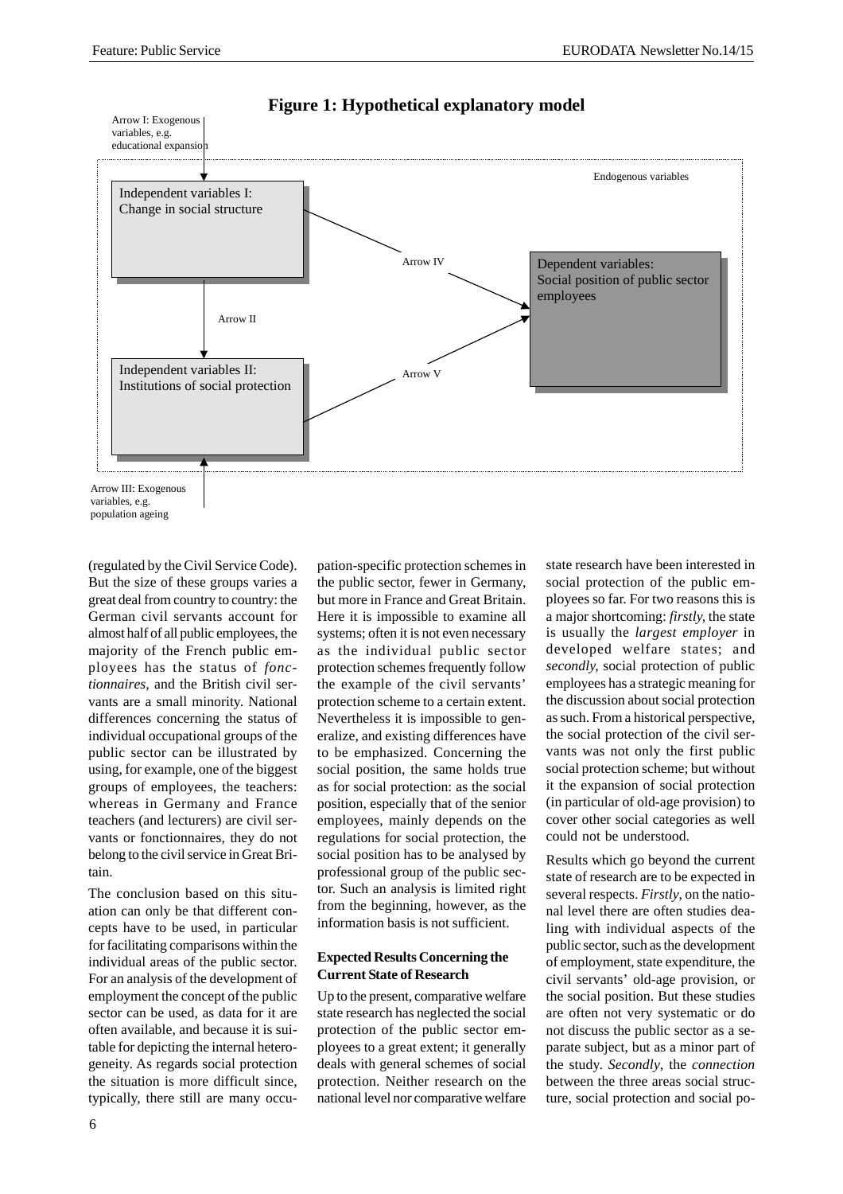**Figure 1: Hypothetical explanatory model**

Arrow I: Exogenous variables, e.g. educational expansion

Endogenous variables

Independent variables I: Change in social structure

Arrow II

Independent variables II: Institutions of social protection

Arrow IV

Arrow V

Dependent variables: Social position of public sector employees

Arrow III: Exogenous variables, e.g. population ageing

(regulated by the Civil Service Code). But the size of these groups varies a great deal from country to country: the German civil servants account for almost half of all public employees, the majority of the French public employees has the status of *fonctionnaires*, and the British civil servants are a small minority. National differences concerning the status of individual occupational groups of the public sector can be illustrated by using, for example, one of the biggest groups of employees, the teachers: whereas in Germany and France teachers (and lecturers) are civil servants or fonctionnaires, they do not belong to the civil service in Great Britain.

The conclusion based on this situation can only be that different concepts have to be used, in particular for facilitating comparisons within the individual areas of the public sector. For an analysis of the development of employment the concept of the public sector can be used, as data for it are often available, and because it is suitable for depicting the internal heterogeneity. As regards social protection the situation is more difficult since, typically, there still are many occupation-specific protection schemes in the public sector, fewer in Germany, but more in France and Great Britain. Here it is impossible to examine all systems; often it is not even necessary as the individual public sector protection schemes frequently follow the example of the civil servants' protection scheme to a certain extent. Nevertheless it is impossible to generalize, and existing differences have to be emphasized. Concerning the social position, the same holds true as for social protection: as the social position, especially that of the senior employees, mainly depends on the regulations for social protection, the social position has to be analysed by professional group of the public sector. Such an analysis is limited right from the beginning, however, as the information basis is not sufficient.

### Expected Results Concerning the Current State of Research

Up to the present, comparative welfare state research has neglected the social protection of the public sector employees to a great extent; it generally deals with general schemes of social protection. Neither research on the national level nor comparative welfare state research have been interested in social protection of the public employees so far. For two reasons this is a major shortcoming: *firstly*, the state is usually the *largest employer* in developed welfare states; and *secondly*, social protection of public employees has a strategic meaning for the discussion about social protection as such. From a historical perspective, the social protection of the civil servants was not only the first public social protection scheme; but without it the expansion of social protection (in particular of old-age provision) to cover other social categories as well could not be understood.

Results which go beyond the current state of research are to be expected in several respects. *Firstly*, on the national level there are often studies dealing with individual aspects of the public sector, such as the development of employment, state expenditure, the civil servants' old-age provision, or the social position. But these studies are often not very systematic or do not discuss the public sector as a separate subject, but as a minor part of the study. *Secondly*, the *connection* between the three areas social structure, social protection and social po-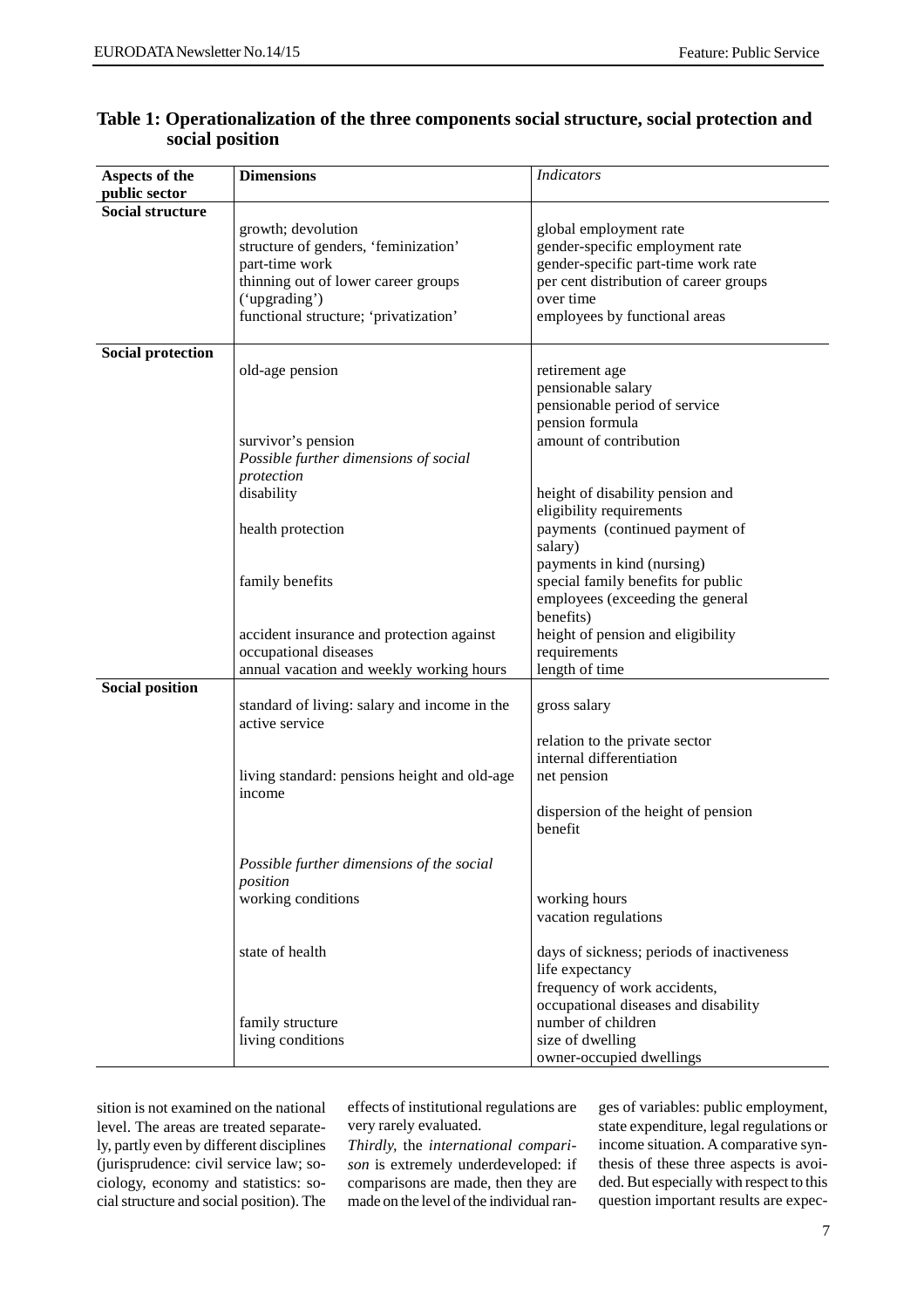**Table 1: Operationalization of the three components social structure, social protection and social position**

| Aspects of the public sector | Dimensions | *Indicators* |
|---|---|---|
| **Social structure** | | |
| | growth; devolution | global employment rate |
| | structure of genders, 'feminization' | gender-specific employment rate |
| | part-time work | gender-specific part-time work rate |
| | thinning out of lower career groups ('upgrading') | per cent distribution of career groups over time |
| | functional structure; 'privatization' | employees by functional areas |
| **Social protection** | | |
| | old-age pension | retirement age |
| | | pensionable salary |
| | | pensionable period of service |
| | | pension formula |
| | survivor's pension | amount of contribution |
| | *Possible further dimensions of social protection* | |
| | disability | height of disability pension and eligibility requirements |
| | health protection | payments (continued payment of salary) |
| | | payments in kind (nursing) |
| | family benefits | special family benefits for public employees (exceeding the general benefits) |
| | accident insurance and protection against occupational diseases | height of pension and eligibility requirements |
| | annual vacation and weekly working hours | length of time |
| **Social position** | | |
| | standard of living: salary and income in the active service | gross salary |
| | | relation to the private sector |
| | | internal differentiation |
| | living standard: pensions height and old-age income | net pension |
| | | dispersion of the height of pension benefit |
| | *Possible further dimensions of the social position* | |
| | working conditions | working hours |
| | | vacation regulations |
| | state of health | days of sickness; periods of inactiveness |
| | | life expectancy |
| | | frequency of work accidents, occupational diseases and disability |
| | family structure | number of children |
| | living conditions | size of dwelling |
| | | owner-occupied dwellings |

sition is not examined on the national level. The areas are treated separately, partly even by different disciplines (jurisprudence: civil service law; sociology, economy and statistics: social structure and social position). The effects of institutional regulations are very rarely evaluated.

*Thirdly*, the *international comparison* is extremely underdeveloped: if comparisons are made, then they are made on the level of the individual ranges of variables: public employment, state expenditure, legal regulations or income situation. A comparative synthesis of these three aspects is avoided. But especially with respect to this question important results are expec-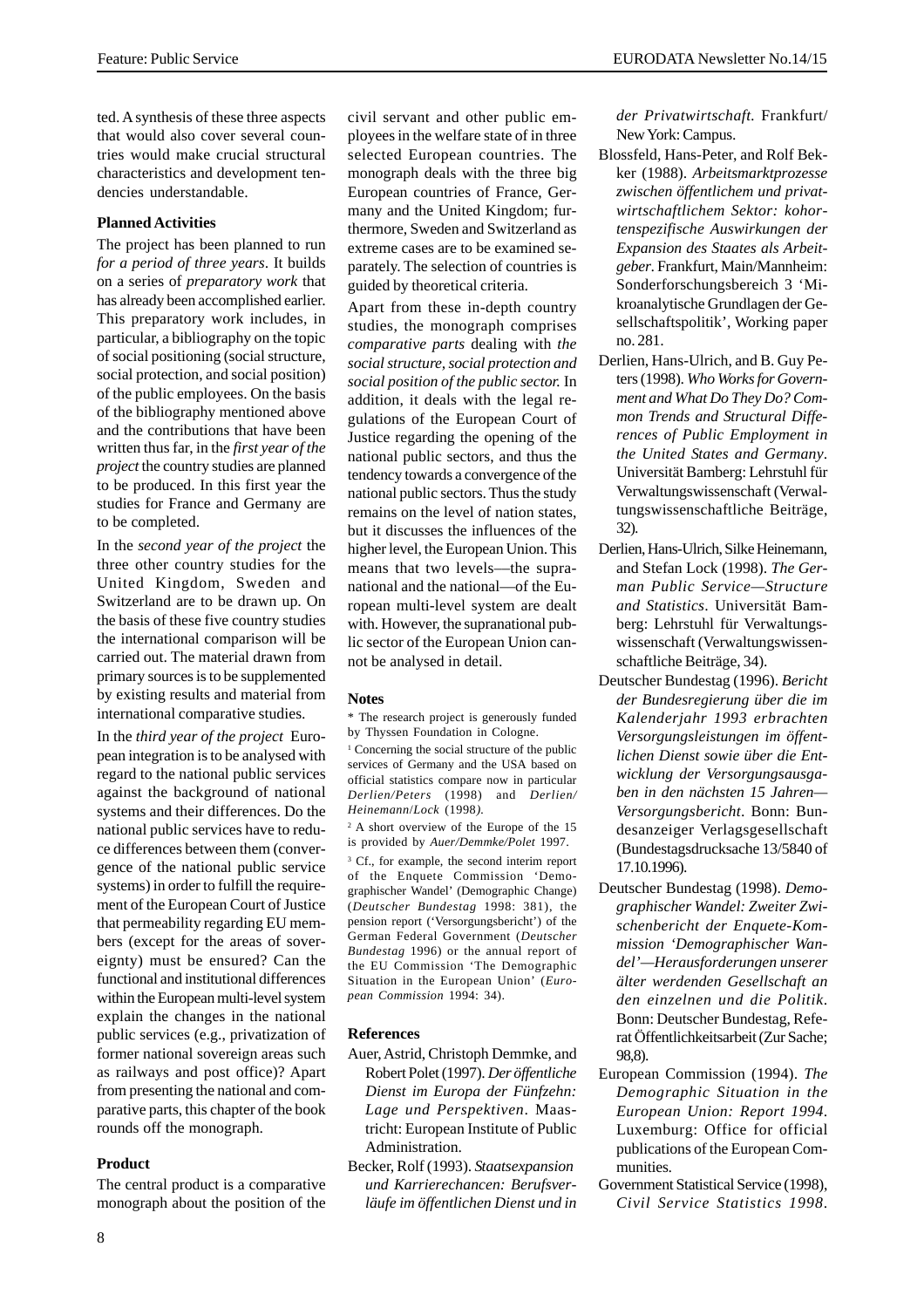ted. A synthesis of these three aspects that would also cover several countries would make crucial structural characteristics and development tendencies understandable.

### Planned Activities

The project has been planned to run *for a period of three years*. It builds on a series of *preparatory work* that has already been accomplished earlier. This preparatory work includes, in particular, a bibliography on the topic of social positioning (social structure, social protection, and social position) of the public employees. On the basis of the bibliography mentioned above and the contributions that have been written thus far, in the *first year of the project* the country studies are planned to be produced. In this first year the studies for France and Germany are to be completed.

In the *second year of the project* the three other country studies for the United Kingdom, Sweden and Switzerland are to be drawn up. On the basis of these five country studies the international comparison will be carried out. The material drawn from primary sources is to be supplemented by existing results and material from international comparative studies.

In the *third year of the project* European integration is to be analysed with regard to the national public services against the background of national systems and their differences. Do the national public services have to reduce differences between them (convergence of the national public service systems) in order to fulfill the requirement of the European Court of Justice that permeability regarding EU members (except for the areas of sovereignty) must be ensured? Can the functional and institutional differences within the European multi-level system explain the changes in the national public services (e.g., privatization of former national sovereign areas such as railways and post office)? Apart from presenting the national and comparative parts, this chapter of the book rounds off the monograph.

### Product

The central product is a comparative monograph about the position of the civil servant and other public employees in the welfare state of in three selected European countries. The monograph deals with the three big European countries of France, Germany and the United Kingdom; furthermore, Sweden and Switzerland as extreme cases are to be examined separately. The selection of countries is guided by theoretical criteria.

Apart from these in-depth country studies, the monograph comprises *comparative parts* dealing with *the social structure, social protection and social position of the public sector.* In addition, it deals with the legal regulations of the European Court of Justice regarding the opening of the national public sectors, and thus the tendency towards a convergence of the national public sectors. Thus the study remains on the level of nation states, but it discusses the influences of the higher level, the European Union. This means that two levels—the supranational and the national—of the European multi-level system are dealt with. However, the supranational public sector of the European Union cannot be analysed in detail.

### Notes

\* The research project is generously funded by Thyssen Foundation in Cologne.

[1] Concerning the social structure of the public services of Germany and the USA based on official statistics compare now in particular *Derlien/Peters* (1998) and *Derlien/Heinemann/Lock* (1998).

[2] A short overview of the Europe of the 15 is provided by *Auer/Demmke/Polet* 1997.

[3] Cf., for example, the second interim report of the Enquete Commission 'Demographischer Wandel' (Demographic Change) (*Deutscher Bundestag* 1998: 381), the pension report ('Versorgungsbericht') of the German Federal Government (*Deutscher Bundestag* 1996) or the annual report of the EU Commission 'The Demographic Situation in the European Union' (*European Commission* 1994: 34).

### References

Auer, Astrid, Christoph Demmke, and Robert Polet (1997). *Der öffentliche Dienst im Europa der Fünfzehn: Lage und Perspektiven*. Maastricht: European Institute of Public Administration.

Becker, Rolf (1993). *Staatsexpansion und Karrierechancen: Berufsverläufe im öffentlichen Dienst und in der Privatwirtschaft.* Frankfurt/New York: Campus.

Blossfeld, Hans-Peter, and Rolf Bekker (1988). *Arbeitsmarktprozesse zwischen öffentlichem und privatwirtschaftlichem Sektor: kohortenspezifische Auswirkungen der Expansion des Staates als Arbeitgeber*. Frankfurt, Main/Mannheim: Sonderforschungsbereich 3 'Mikroanalytische Grundlagen der Gesellschaftspolitik', Working paper no. 281.

Derlien, Hans-Ulrich, and B. Guy Peters (1998). *Who Works for Government and What Do They Do? Common Trends and Structural Differences of Public Employment in the United States and Germany*. Universität Bamberg: Lehrstuhl für Verwaltungswissenschaft (Verwaltungswissenschaftliche Beiträge, 32).

Derlien, Hans-Ulrich, Silke Heinemann, and Stefan Lock (1998). *The German Public Service—Structure and Statistics*. Universität Bamberg: Lehrstuhl für Verwaltungswissenschaft (Verwaltungswissenschaftliche Beiträge, 34).

Deutscher Bundestag (1996). *Bericht der Bundesregierung über die im Kalenderjahr 1993 erbrachten Versorgungsleistungen im öffentlichen Dienst sowie über die Entwicklung der Versorgungsausgaben in den nächsten 15 Jahren—Versorgungsbericht*. Bonn: Bundesanzeiger Verlagsgesellschaft (Bundestagsdrucksache 13/5840 of 17.10.1996).

Deutscher Bundestag (1998). *Demographischer Wandel: Zweiter Zwischenbericht der Enquete-Kommission 'Demographischer Wandel'—Herausforderungen unserer älter werdenden Gesellschaft an den einzelnen und die Politik*. Bonn: Deutscher Bundestag, Referat Öffentlichkeitsarbeit (Zur Sache; 98,8).

European Commission (1994). *The Demographic Situation in the European Union: Report 1994*. Luxemburg: Office for official publications of the European Communities.

Government Statistical Service (1998), *Civil Service Statistics 1998*.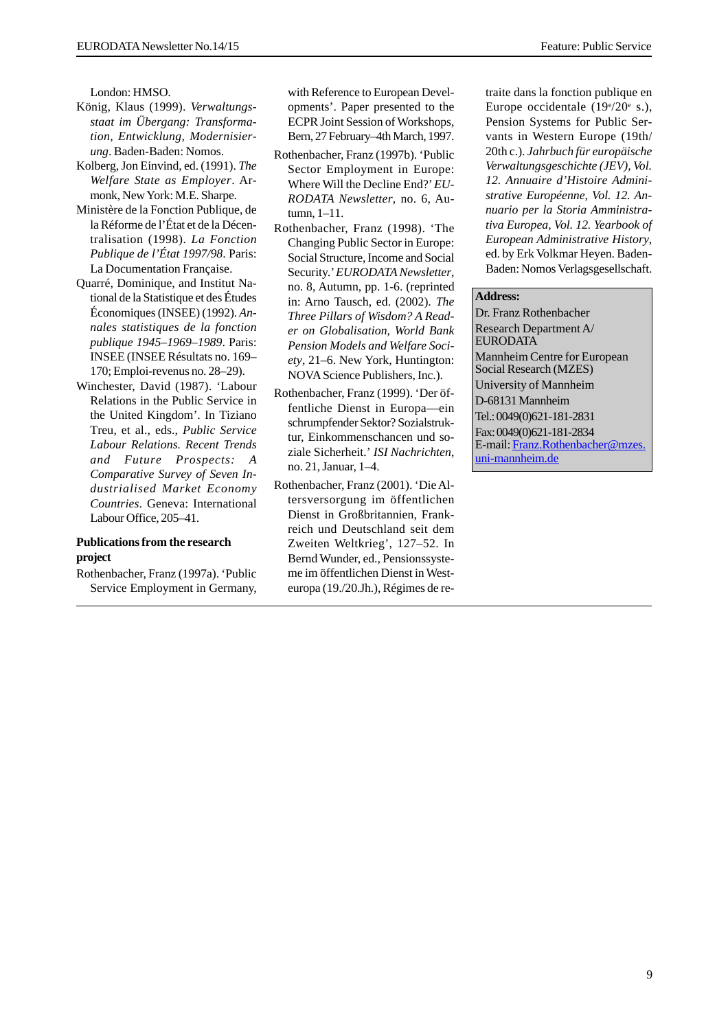London: HMSO.

König, Klaus (1999). *Verwaltungsstaat im Übergang: Transformation, Entwicklung, Modernisierung*. Baden-Baden: Nomos.

Kolberg, Jon Einvind, ed. (1991). *The Welfare State as Employer*. Armonk, New York: M.E. Sharpe.

Ministère de la Fonction Publique, de la Réforme de l'État et de la Décentralisation (1998). *La Fonction Publique de l'État 1997/98*. Paris: La Documentation Française.

Quarré, Dominique, and Institut National de la Statistique et des Études Économiques (INSEE) (1992). *Annales statistiques de la fonction publique 1945–1969–1989*. Paris: INSEE (INSEE Résultats no. 169–170; Emploi-revenus no. 28–29).

Winchester, David (1987). 'Labour Relations in the Public Service in the United Kingdom'. In Tiziano Treu, et al., eds., *Public Service Labour Relations. Recent Trends and Future Prospects: A Comparative Survey of Seven Industrialised Market Economy Countries*. Geneva: International Labour Office, 205–41.

**Publications from the research project**

Rothenbacher, Franz (1997a). 'Public Service Employment in Germany, with Reference to European Developments'. Paper presented to the ECPR Joint Session of Workshops, Bern, 27 February–4th March, 1997.

Rothenbacher, Franz (1997b). 'Public Sector Employment in Europe: Where Will the Decline End?' *EURODATA Newsletter*, no. 6, Autumn, 1–11.

Rothenbacher, Franz (1998). 'The Changing Public Sector in Europe: Social Structure, Income and Social Security.' *EURODATA Newsletter*, no. 8, Autumn, pp. 1-6. (reprinted in: Arno Tausch, ed. (2002). *The Three Pillars of Wisdom? A Reader on Globalisation, World Bank Pension Models and Welfare Society*, 21–6. New York, Huntington: NOVA Science Publishers, Inc.).

Rothenbacher, Franz (1999). 'Der öffentliche Dienst in Europa—ein schrumpfender Sektor? Sozialstruktur, Einkommenschancen und soziale Sicherheit.' *ISI Nachrichten*, no. 21, Januar, 1–4.

Rothenbacher, Franz (2001). 'Die Altersversorgung im öffentlichen Dienst in Großbritannien, Frankreich und Deutschland seit dem Zweiten Weltkrieg', 127–52. In Bernd Wunder, ed., Pensionssysteme im öffentlichen Dienst in Westeuropa (19./20.Jh.), Régimes de retraite dans la fonction publique en Europe occidentale (19e/20e s.), Pension Systems for Public Servants in Western Europe (19th/20th c.). *Jahrbuch für europäische Verwaltungsgeschichte (JEV), Vol. 12. Annuaire d'Histoire Administrative Européenne, Vol. 12. Annuario per la Storia Amministrativa Europea, Vol. 12. Yearbook of European Administrative History*, ed. by Erk Volkmar Heyen. Baden-Baden: Nomos Verlagsgesellschaft.

**Address:**
Dr. Franz Rothenbacher
Research Department A/ EURODATA
Mannheim Centre for European Social Research (MZES)
University of Mannheim
D-68131 Mannheim
Tel.: 0049(0)621-181-2831
Fax: 0049(0)621-181-2834
E-mail: Franz.Rothenbacher@mzes.uni-mannheim.de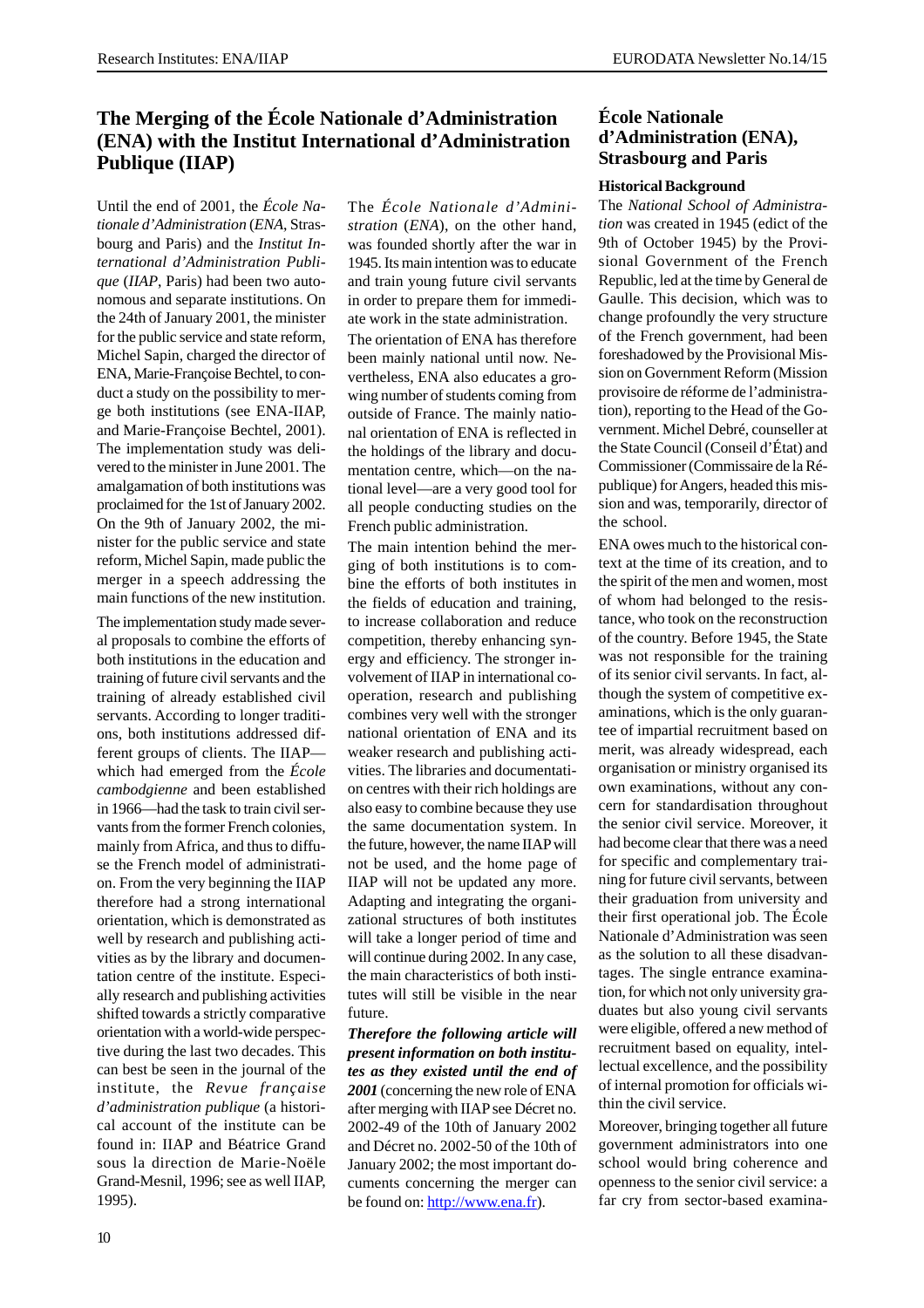## The Merging of the École Nationale d'Administration (ENA) with the Institut International d'Administration Publique (IIAP)

Until the end of 2001, the *École Nationale d'Administration* (*ENA*, Strasbourg and Paris) and the *Institut International d'Administration Publique* (*IIAP*, Paris) had been two autonomous and separate institutions. On the 24th of January 2001, the minister for the public service and state reform, Michel Sapin, charged the director of ENA, Marie-Françoise Bechtel, to conduct a study on the possibility to merge both institutions (see ENA-IIAP, and Marie-Françoise Bechtel, 2001). The implementation study was delivered to the minister in June 2001. The amalgamation of both institutions was proclaimed for the 1st of January 2002. On the 9th of January 2002, the minister for the public service and state reform, Michel Sapin, made public the merger in a speech addressing the main functions of the new institution.

The implementation study made several proposals to combine the efforts of both institutions in the education and training of future civil servants and the training of already established civil servants. According to longer traditions, both institutions addressed different groups of clients. The IIAP—which had emerged from the *École cambodgienne* and been established in 1966—had the task to train civil servants from the former French colonies, mainly from Africa, and thus to diffuse the French model of administration. From the very beginning the IIAP therefore had a strong international orientation, which is demonstrated as well by research and publishing activities as by the library and documentation centre of the institute. Especially research and publishing activities shifted towards a strictly comparative orientation with a world-wide perspective during the last two decades. This can best be seen in the journal of the institute, the *Revue française d'administration publique* (a historical account of the institute can be found in: IIAP and Béatrice Grand sous la direction de Marie-Noële Grand-Mesnil, 1996; see as well IIAP, 1995).

The *École Nationale d'Administration* (*ENA*), on the other hand, was founded shortly after the war in 1945. Its main intention was to educate and train young future civil servants in order to prepare them for immediate work in the state administration.

The orientation of ENA has therefore been mainly national until now. Nevertheless, ENA also educates a growing number of students coming from outside of France. The mainly national orientation of ENA is reflected in the holdings of the library and documentation centre, which—on the national level—are a very good tool for all people conducting studies on the French public administration.

The main intention behind the merging of both institutions is to combine the efforts of both institutes in the fields of education and training, to increase collaboration and reduce competition, thereby enhancing synergy and efficiency. The stronger involvement of IIAP in international cooperation, research and publishing combines very well with the stronger national orientation of ENA and its weaker research and publishing activities. The libraries and documentation centres with their rich holdings are also easy to combine because they use the same documentation system. In the future, however, the name IIAP will not be used, and the home page of IIAP will not be updated any more. Adapting and integrating the organizational structures of both institutes will take a longer period of time and will continue during 2002. In any case, the main characteristics of both institutes will still be visible in the near future.

***Therefore the following article will present information on both institutes as they existed until the end of 2001*** (concerning the new role of ENA after merging with IIAP see Décret no. 2002-49 of the 10th of January 2002 and Décret no. 2002-50 of the 10th of January 2002; the most important documents concerning the merger can be found on: http://www.ena.fr).

## École Nationale d'Administration (ENA), Strasbourg and Paris

### Historical Background

The *National School of Administration* was created in 1945 (edict of the 9th of October 1945) by the Provisional Government of the French Republic, led at the time by General de Gaulle. This decision, which was to change profoundly the very structure of the French government, had been foreshadowed by the Provisional Mission on Government Reform (Mission provisoire de réforme de l'administration), reporting to the Head of the Government. Michel Debré, counseller at the State Council (Conseil d'État) and Commissioner (Commissaire de la République) for Angers, headed this mission and was, temporarily, director of the school.

ENA owes much to the historical context at the time of its creation, and to the spirit of the men and women, most of whom had belonged to the resistance, who took on the reconstruction of the country. Before 1945, the State was not responsible for the training of its senior civil servants. In fact, although the system of competitive examinations, which is the only guarantee of impartial recruitment based on merit, was already widespread, each organisation or ministry organised its own examinations, without any concern for standardisation throughout the senior civil service. Moreover, it had become clear that there was a need for specific and complementary training for future civil servants, between their graduation from university and their first operational job. The École Nationale d'Administration was seen as the solution to all these disadvantages. The single entrance examination, for which not only university graduates but also young civil servants were eligible, offered a new method of recruitment based on equality, intellectual excellence, and the possibility of internal promotion for officials within the civil service.

Moreover, bringing together all future government administrators into one school would bring coherence and openness to the senior civil service: a far cry from sector-based examina-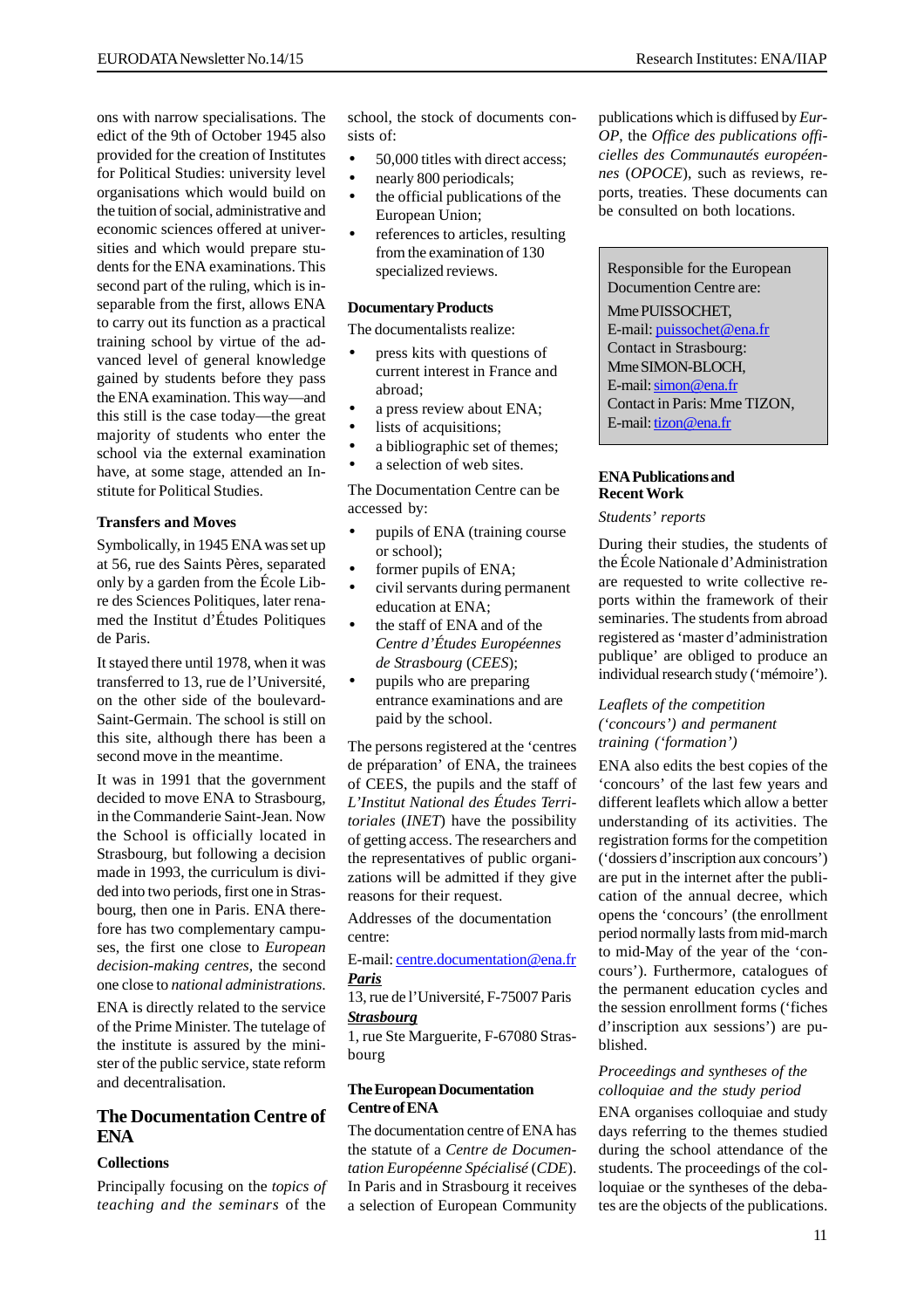ons with narrow specialisations. The edict of the 9th of October 1945 also provided for the creation of Institutes for Political Studies: university level organisations which would build on the tuition of social, administrative and economic sciences offered at universities and which would prepare students for the ENA examinations. This second part of the ruling, which is inseparable from the first, allows ENA to carry out its function as a practical training school by virtue of the advanced level of general knowledge gained by students before they pass the ENA examination. This way—and this still is the case today—the great majority of students who enter the school via the external examination have, at some stage, attended an Institute for Political Studies.

### Transfers and Moves

Symbolically, in 1945 ENA was set up at 56, rue des Saints Pères, separated only by a garden from the École Libre des Sciences Politiques, later renamed the Institut d'Études Politiques de Paris.

It stayed there until 1978, when it was transferred to 13, rue de l'Université, on the other side of the boulevard-Saint-Germain. The school is still on this site, although there has been a second move in the meantime.

It was in 1991 that the government decided to move ENA to Strasbourg, in the Commanderie Saint-Jean. Now the School is officially located in Strasbourg, but following a decision made in 1993, the curriculum is divided into two periods, first one in Strasbourg, then one in Paris. ENA therefore has two complementary campuses, the first one close to *European decision-making centres,* the second one close to *national administrations.*

ENA is directly related to the service of the Prime Minister. The tutelage of the institute is assured by the minister of the public service, state reform and decentralisation.

## The Documentation Centre of ENA

### Collections

Principally focusing on the *topics of teaching and the seminars* of the school, the stock of documents consists of:

- 50,000 titles with direct access;
- nearly 800 periodicals;
- the official publications of the European Union;
- references to articles, resulting from the examination of 130 specialized reviews.

### Documentary Products

The documentalists realize:

- press kits with questions of current interest in France and abroad;
- a press review about ENA;
- lists of acquisitions;
- a bibliographic set of themes;
- a selection of web sites.

The Documentation Centre can be accessed by:

- pupils of ENA (training course or school);
- former pupils of ENA;
- civil servants during permanent education at ENA;
- the staff of ENA and of the *Centre d'Études Européennes de Strasbourg* (*CEES*);
- pupils who are preparing entrance examinations and are paid by the school.

The persons registered at the 'centres de préparation' of ENA, the trainees of CEES, the pupils and the staff of *L'Institut National des Études Territoriales* (*INET*) have the possibility of getting access. The researchers and the representatives of public organizations will be admitted if they give reasons for their request.

Addresses of the documentation centre:

E-mail: centre.documentation@ena.fr

***Paris***

13, rue de l'Université, F-75007 Paris

***Strasbourg***

1, rue Ste Marguerite, F-67080 Strasbourg

### The European Documentation Centre of ENA

The documentation centre of ENA has the statute of a *Centre de Documentation Européenne Spécialisé* (*CDE*). In Paris and in Strasbourg it receives a selection of European Community publications which is diffused by *Eur-OP*, the *Office des publications officielles des Communautés européennes* (*OPOCE*), such as reviews, reports, treaties. These documents can be consulted on both locations.

Responsible for the European Documention Centre are:

Mme PUISSOCHET,
E-mail: puissochet@ena.fr
Contact in Strasbourg:
Mme SIMON-BLOCH,
E-mail: simon@ena.fr
Contact in Paris: Mme TIZON,
E-mail: tizon@ena.fr

### ENA Publications and Recent Work

*Students' reports*

During their studies, the students of the École Nationale d'Administration are requested to write collective reports within the framework of their seminaries. The students from abroad registered as 'master d'administration publique' are obliged to produce an individual research study ('mémoire').

*Leaflets of the competition ('concours') and permanent training ('formation')*

ENA also edits the best copies of the 'concours' of the last few years and different leaflets which allow a better understanding of its activities. The registration forms for the competition ('dossiers d'inscription aux concours') are put in the internet after the publication of the annual decree, which opens the 'concours' (the enrollment period normally lasts from mid-march to mid-May of the year of the 'concours'). Furthermore, catalogues of the permanent education cycles and the session enrollment forms ('fiches d'inscription aux sessions') are published.

*Proceedings and syntheses of the colloquiae and the study period*

ENA organises colloquiae and study days referring to the themes studied during the school attendance of the students. The proceedings of the colloquiae or the syntheses of the debates are the objects of the publications.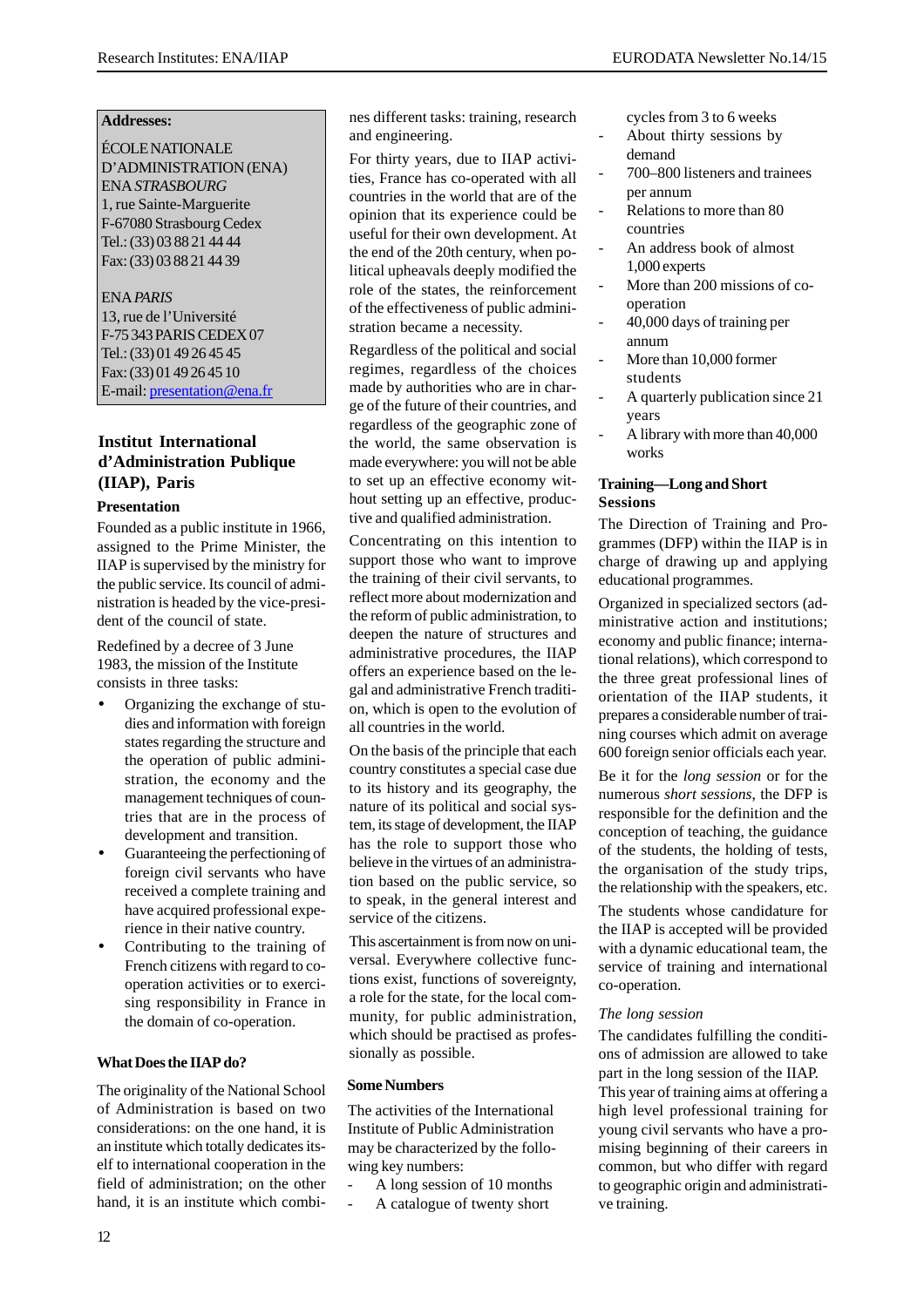**Addresses:**

ÉCOLE NATIONALE D'ADMINISTRATION (ENA)
ENA *STRASBOURG*
1, rue Sainte-Marguerite
F-67080 Strasbourg Cedex
Tel.: (33) 03 88 21 44 44
Fax: (33) 03 88 21 44 39

ENA *PARIS*
13, rue de l'Université
F-75 343 PARIS CEDEX 07
Tel.: (33) 01 49 26 45 45
Fax: (33) 01 49 26 45 10
E-mail: presentation@ena.fr

## Institut International d'Administration Publique (IIAP), Paris

### Presentation

Founded as a public institute in 1966, assigned to the Prime Minister, the IIAP is supervised by the ministry for the public service. Its council of administration is headed by the vice-president of the council of state.

Redefined by a decree of 3 June 1983, the mission of the Institute consists in three tasks:

- Organizing the exchange of studies and information with foreign states regarding the structure and the operation of public administration, the economy and the management techniques of countries that are in the process of development and transition.
- Guaranteeing the perfectioning of foreign civil servants who have received a complete training and have acquired professional experience in their native country.
- Contributing to the training of French citizens with regard to cooperation activities or to exercising responsibility in France in the domain of co-operation.

### What Does the IIAP do?

The originality of the National School of Administration is based on two considerations: on the one hand, it is an institute which totally dedicates itself to international cooperation in the field of administration; on the other hand, it is an institute which combines different tasks: training, research and engineering.

For thirty years, due to IIAP activities, France has co-operated with all countries in the world that are of the opinion that its experience could be useful for their own development. At the end of the 20th century, when political upheavals deeply modified the role of the states, the reinforcement of the effectiveness of public administration became a necessity.

Regardless of the political and social regimes, regardless of the choices made by authorities who are in charge of the future of their countries, and regardless of the geographic zone of the world, the same observation is made everywhere: you will not be able to set up an effective economy without setting up an effective, productive and qualified administration.

Concentrating on this intention to support those who want to improve the training of their civil servants, to reflect more about modernization and the reform of public administration, to deepen the nature of structures and administrative procedures, the IIAP offers an experience based on the legal and administrative French tradition, which is open to the evolution of all countries in the world.

On the basis of the principle that each country constitutes a special case due to its history and its geography, the nature of its political and social system, its stage of development, the IIAP has the role to support those who believe in the virtues of an administration based on the public service, so to speak, in the general interest and service of the citizens.

This ascertainment is from now on universal. Everywhere collective functions exist, functions of sovereignty, a role for the state, for the local community, for public administration, which should be practised as professionally as possible.

### Some Numbers

The activities of the International Institute of Public Administration may be characterized by the following key numbers:

- A long session of 10 months
- A catalogue of twenty short cycles from 3 to 6 weeks
- About thirty sessions by demand
- 700–800 listeners and trainees per annum
- Relations to more than 80 countries
- An address book of almost 1,000 experts
- More than 200 missions of co-operation
- 40,000 days of training per annum
- More than 10,000 former students
- A quarterly publication since 21 years
- A library with more than 40,000 works

### Training—Long and Short Sessions

The Direction of Training and Programmes (DFP) within the IIAP is in charge of drawing up and applying educational programmes.

Organized in specialized sectors (administrative action and institutions; economy and public finance; international relations), which correspond to the three great professional lines of orientation of the IIAP students, it prepares a considerable number of training courses which admit on average 600 foreign senior officials each year.

Be it for the *long session* or for the numerous *short sessions*, the DFP is responsible for the definition and the conception of teaching, the guidance of the students, the holding of tests, the organisation of the study trips, the relationship with the speakers, etc.

The students whose candidature for the IIAP is accepted will be provided with a dynamic educational team, the service of training and international co-operation.

*The long session*

The candidates fulfilling the conditions of admission are allowed to take part in the long session of the IIAP. This year of training aims at offering a high level professional training for young civil servants who have a promising beginning of their careers in common, but who differ with regard to geographic origin and administrative training.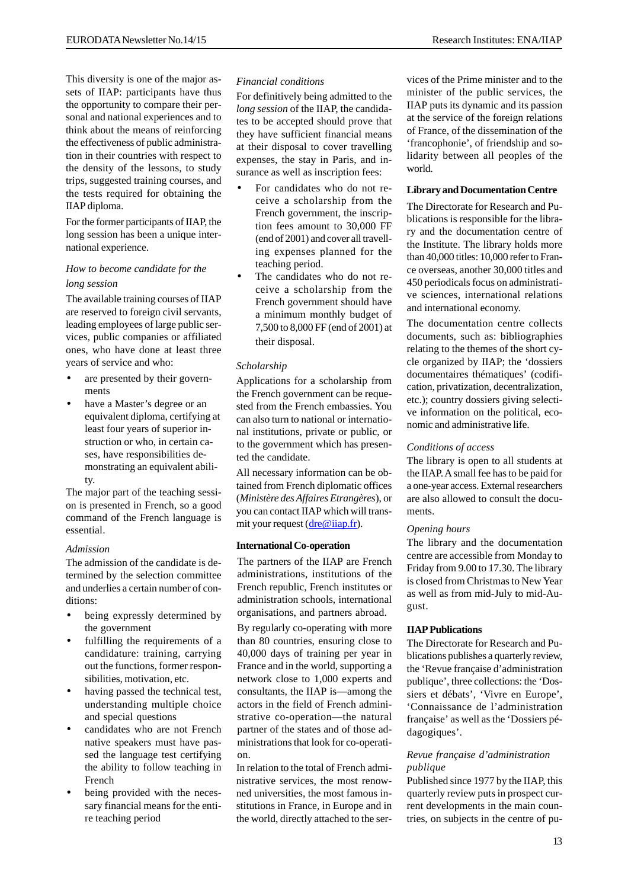This diversity is one of the major assets of IIAP: participants have thus the opportunity to compare their personal and national experiences and to think about the means of reinforcing the effectiveness of public administration in their countries with respect to the density of the lessons, to study trips, suggested training courses, and the tests required for obtaining the IIAP diploma.

For the former participants of IIAP, the long session has been a unique international experience.

*How to become candidate for the long session*

The available training courses of IIAP are reserved to foreign civil servants, leading employees of large public services, public companies or affiliated ones, who have done at least three years of service and who:

- are presented by their governments
- have a Master's degree or an equivalent diploma, certifying at least four years of superior instruction or who, in certain cases, have responsibilities demonstrating an equivalent ability.

The major part of the teaching session is presented in French, so a good command of the French language is essential.

*Admission*

The admission of the candidate is determined by the selection committee and underlies a certain number of conditions:

- being expressly determined by the government
- fulfilling the requirements of a candidature: training, carrying out the functions, former responsibilities, motivation, etc.
- having passed the technical test, understanding multiple choice and special questions
- candidates who are not French native speakers must have passed the language test certifying the ability to follow teaching in French
- being provided with the necessary financial means for the entire teaching period

*Financial conditions*

For definitively being admitted to the *long session* of the IIAP, the candidates to be accepted should prove that they have sufficient financial means at their disposal to cover travelling expenses, the stay in Paris, and insurance as well as inscription fees:

- For candidates who do not receive a scholarship from the French government, the inscription fees amount to 30,000 FF (end of 2001) and cover all travelling expenses planned for the teaching period.
- The candidates who do not receive a scholarship from the French government should have a minimum monthly budget of 7,500 to 8,000 FF (end of 2001) at their disposal.

*Scholarship*

Applications for a scholarship from the French government can be requested from the French embassies. You can also turn to national or international institutions, private or public, or to the government which has presented the candidate.

All necessary information can be obtained from French diplomatic offices (*Ministère des Affaires Etrangères*), or you can contact IIAP which will transmit your request (dre@iiap.fr).

**International Co-operation**

The partners of the IIAP are French administrations, institutions of the French republic, French institutes or administration schools, international organisations, and partners abroad.

By regularly co-operating with more than 80 countries, ensuring close to 40,000 days of training per year in France and in the world, supporting a network close to 1,000 experts and consultants, the IIAP is—among the actors in the field of French administrative co-operation—the natural partner of the states and of those administrations that look for co-operation.

In relation to the total of French administrative services, the most renowned universities, the most famous institutions in France, in Europe and in the world, directly attached to the services of the Prime minister and to the minister of the public services, the IIAP puts its dynamic and its passion at the service of the foreign relations of France, of the dissemination of the 'francophonie', of friendship and solidarity between all peoples of the world.

**Library and Documentation Centre**

The Directorate for Research and Publications is responsible for the library and the documentation centre of the Institute. The library holds more than 40,000 titles: 10,000 refer to France overseas, another 30,000 titles and 450 periodicals focus on administrative sciences, international relations and international economy.

The documentation centre collects documents, such as: bibliographies relating to the themes of the short cycle organized by IIAP; the 'dossiers documentaires thématiques' (codification, privatization, decentralization, etc.); country dossiers giving selective information on the political, economic and administrative life.

*Conditions of access*

The library is open to all students at the IIAP. A small fee has to be paid for a one-year access. External researchers are also allowed to consult the documents.

*Opening hours*

The library and the documentation centre are accessible from Monday to Friday from 9.00 to 17.30. The library is closed from Christmas to New Year as well as from mid-July to mid-August.

**IIAP Publications**

The Directorate for Research and Publications publishes a quarterly review, the 'Revue française d'administration publique', three collections: the 'Dossiers et débats', 'Vivre en Europe', 'Connaissance de l'administration française' as well as the 'Dossiers pédagogiques'.

*Revue française d'administration publique*

Published since 1977 by the IIAP, this quarterly review puts in prospect current developments in the main countries, on subjects in the centre of pu-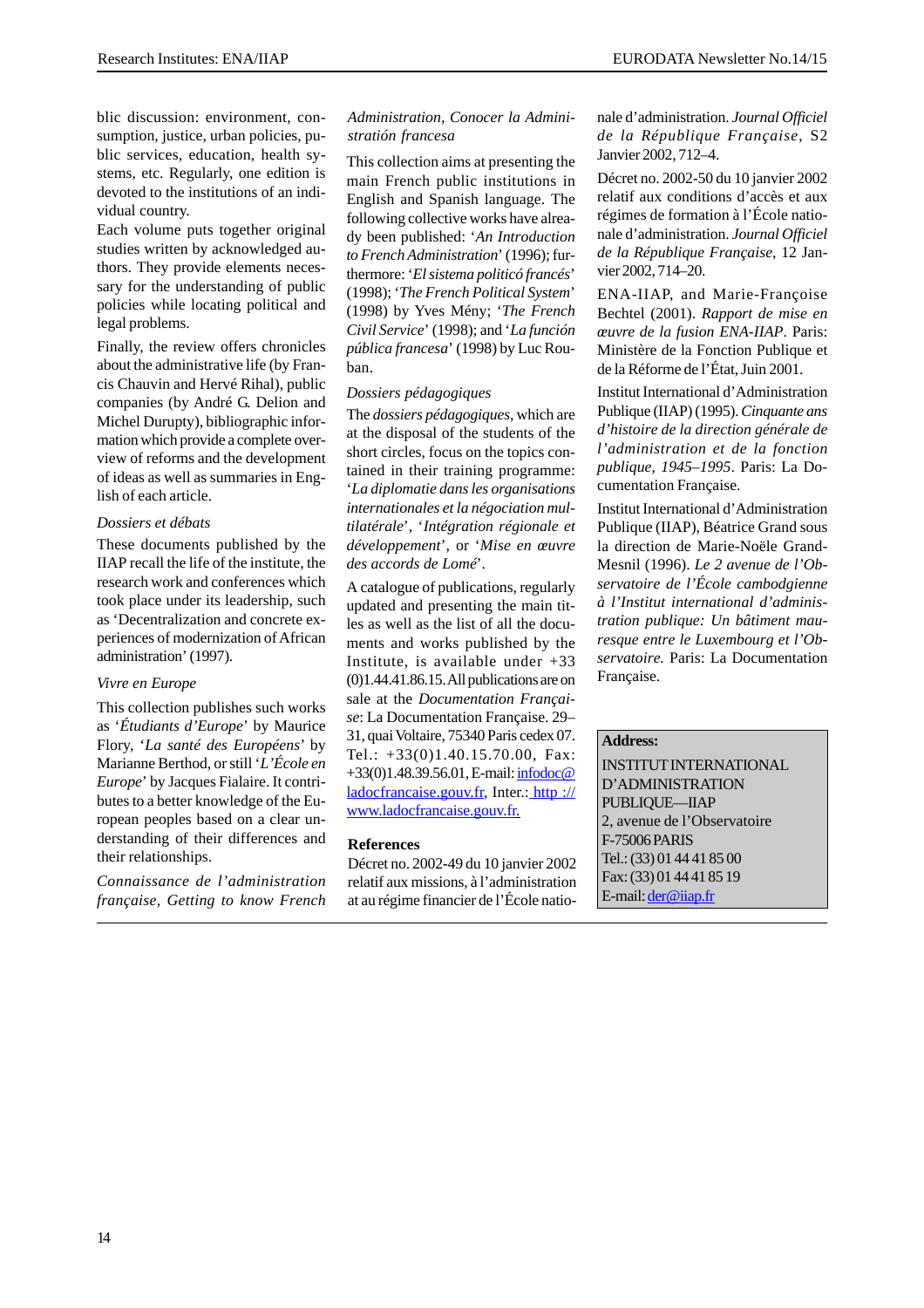blic discussion: environment, consumption, justice, urban policies, public services, education, health systems, etc. Regularly, one edition is devoted to the institutions of an individual country.

Each volume puts together original studies written by acknowledged authors. They provide elements necessary for the understanding of public policies while locating political and legal problems.

Finally, the review offers chronicles about the administrative life (by Francis Chauvin and Hervé Rihal), public companies (by André G. Delion and Michel Durupty), bibliographic information which provide a complete overview of reforms and the development of ideas as well as summaries in English of each article.

*Dossiers et débats*

These documents published by the IIAP recall the life of the institute, the research work and conferences which took place under its leadership, such as 'Decentralization and concrete experiences of modernization of African administration' (1997).

*Vivre en Europe*

This collection publishes such works as '*Étudiants d'Europe*' by Maurice Flory, '*La santé des Européens*' by Marianne Berthod, or still '*L'École en Europe*' by Jacques Fialaire. It contributes to a better knowledge of the European peoples based on a clear understanding of their differences and their relationships.

*Connaissance de l'administration française, Getting to know French Administration, Conocer la Administratión francesa*

This collection aims at presenting the main French public institutions in English and Spanish language. The following collective works have already been published: '*An Introduction to French Administration*' (1996); furthermore: '*El sistema politicó francés*' (1998); '*The French Political System*' (1998) by Yves Mény; '*The French Civil Service*' (1998); and '*La función pública francesa*' (1998) by Luc Rouban.

*Dossiers pédagogiques*

The *dossiers pédagogiques*, which are at the disposal of the students of the short circles, focus on the topics contained in their training programme: '*La diplomatie dans les organisations internationales et la négociation multilatérale*', '*Intégration régionale et développement*', or '*Mise en œuvre des accords de Lomé*'.

A catalogue of publications, regularly updated and presenting the main titles as well as the list of all the documents and works published by the Institute, is available under +33 (0)1.44.41.86.15. All publications are on sale at the *Documentation Française*: La Documentation Française. 29–31, quai Voltaire, 75340 Paris cedex 07. Tel.: +33(0)1.40.15.70.00, Fax: +33(0)1.48.39.56.01, E-mail: infodoc@ladocfrancaise.gouv.fr, Inter.: http://www.ladocfrancaise.gouv.fr.

**References**

Décret no. 2002-49 du 10 janvier 2002 relatif aux missions, à l'administration et au régime financier de l'École nationale d'administration. *Journal Officiel de la République Française*, S2 Janvier 2002, 712–4.

Décret no. 2002-50 du 10 janvier 2002 relatif aux conditions d'accès et aux régimes de formation à l'École nationale d'administration. *Journal Officiel de la République Française*, 12 Janvier 2002, 714–20.

ENA-IIAP, and Marie-Françoise Bechtel (2001). *Rapport de mise en œuvre de la fusion ENA-IIAP*. Paris: Ministère de la Fonction Publique et de la Réforme de l'État, Juin 2001.

Institut International d'Administration Publique (IIAP) (1995). *Cinquante ans d'histoire de la direction générale de l'administration et de la fonction publique, 1945–1995*. Paris: La Documentation Française.

Institut International d'Administration Publique (IIAP), Béatrice Grand sous la direction de Marie-Noële Grand-Mesnil (1996). *Le 2 avenue de l'Observatoire de l'École cambodgienne à l'Institut international d'administration publique: Un bâtiment mauresque entre le Luxembourg et l'Observatoire.* Paris: La Documentation Française.

**Address:**

INSTITUT INTERNATIONAL D'ADMINISTRATION PUBLIQUE—IIAP
2, avenue de l'Observatoire
F-75006 PARIS
Tel.: (33) 01 44 41 85 00
Fax: (33) 01 44 41 85 19
E-mail: der@iiap.fr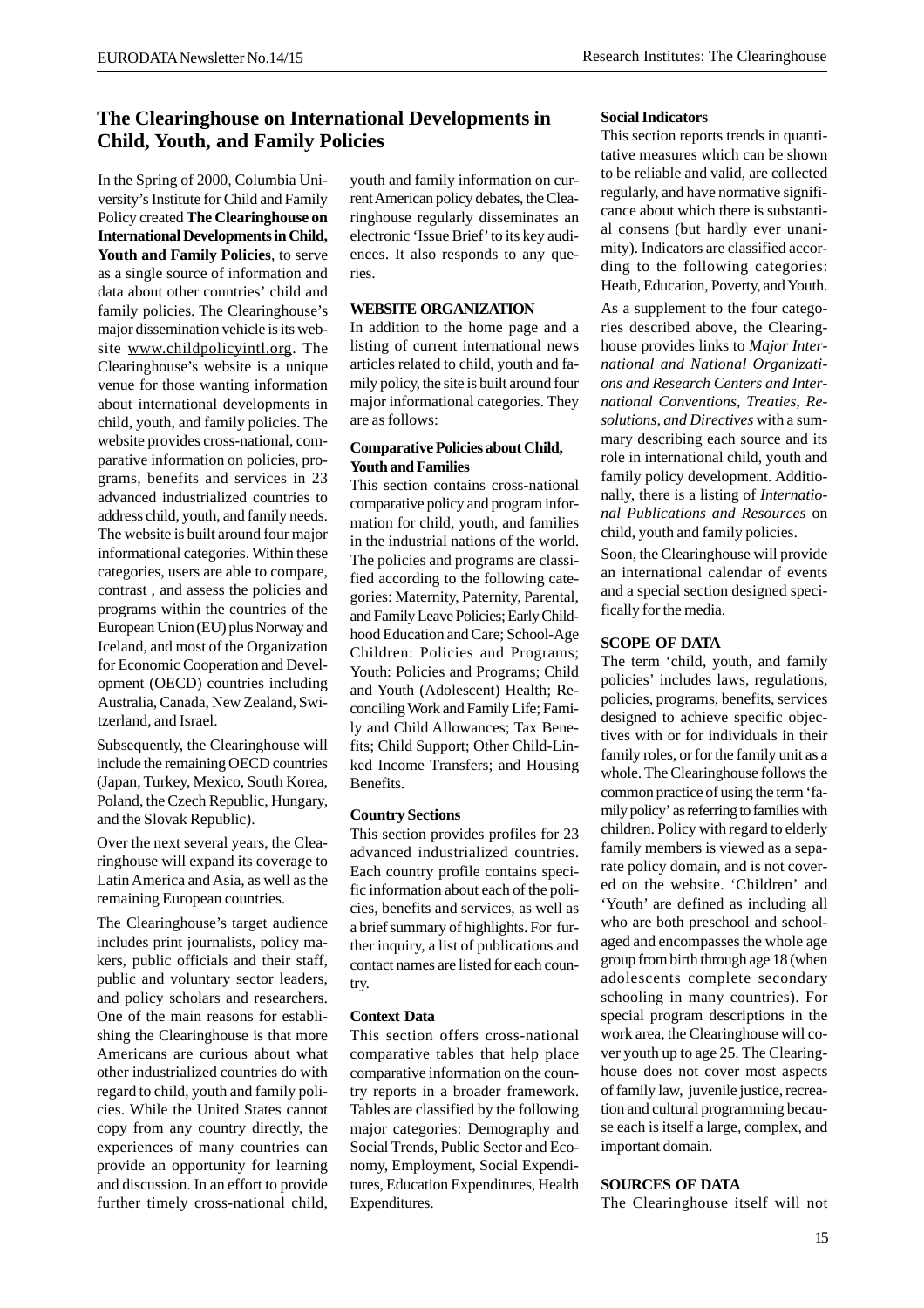## The Clearinghouse on International Developments in Child, Youth, and Family Policies

In the Spring of 2000, Columbia University's Institute for Child and Family Policy created **The Clearinghouse on International Developments in Child, Youth and Family Policies**, to serve as a single source of information and data about other countries' child and family policies. The Clearinghouse's major dissemination vehicle is its website www.childpolicyintl.org. The Clearinghouse's website is a unique venue for those wanting information about international developments in child, youth, and family policies. The website provides cross-national, comparative information on policies, programs, benefits and services in 23 advanced industrialized countries to address child, youth, and family needs. The website is built around four major informational categories. Within these categories, users are able to compare, contrast , and assess the policies and programs within the countries of the European Union (EU) plus Norway and Iceland, and most of the Organization for Economic Cooperation and Development (OECD) countries including Australia, Canada, New Zealand, Switzerland, and Israel.

Subsequently, the Clearinghouse will include the remaining OECD countries (Japan, Turkey, Mexico, South Korea, Poland, the Czech Republic, Hungary, and the Slovak Republic).

Over the next several years, the Clearinghouse will expand its coverage to Latin America and Asia, as well as the remaining European countries.

The Clearinghouse's target audience includes print journalists, policy makers, public officials and their staff, public and voluntary sector leaders, and policy scholars and researchers. One of the main reasons for establishing the Clearinghouse is that more Americans are curious about what other industrialized countries do with regard to child, youth and family policies. While the United States cannot copy from any country directly, the experiences of many countries can provide an opportunity for learning and discussion. In an effort to provide further timely cross-national child, youth and family information on current American policy debates, the Clearinghouse regularly disseminates an electronic 'Issue Brief' to its key audiences. It also responds to any queries.

### WEBSITE ORGANIZATION

In addition to the home page and a listing of current international news articles related to child, youth and family policy, the site is built around four major informational categories. They are as follows:

#### Comparative Policies about Child, Youth and Families

This section contains cross-national comparative policy and program information for child, youth, and families in the industrial nations of the world. The policies and programs are classified according to the following categories: Maternity, Paternity, Parental, and Family Leave Policies; Early Childhood Education and Care; School-Age Children: Policies and Programs; Youth: Policies and Programs; Child and Youth (Adolescent) Health; Reconciling Work and Family Life; Family and Child Allowances; Tax Benefits; Child Support; Other Child-Linked Income Transfers; and Housing Benefits.

#### Country Sections

This section provides profiles for 23 advanced industrialized countries. Each country profile contains specific information about each of the policies, benefits and services, as well as a brief summary of highlights. For further inquiry, a list of publications and contact names are listed for each country.

#### Context Data

This section offers cross-national comparative tables that help place comparative information on the country reports in a broader framework. Tables are classified by the following major categories: Demography and Social Trends, Public Sector and Economy, Employment, Social Expenditures, Education Expenditures, Health Expenditures.

#### Social Indicators

This section reports trends in quantitative measures which can be shown to be reliable and valid, are collected regularly, and have normative significance about which there is substantial consens (but hardly ever unanimity). Indicators are classified according to the following categories: Heath, Education, Poverty, and Youth.

As a supplement to the four categories described above, the Clearinghouse provides links to *Major International and National Organizations and Research Centers and International Conventions, Treaties, Resolutions, and Directives* with a summary describing each source and its role in international child, youth and family policy development. Additionally, there is a listing of *International Publications and Resources* on child, youth and family policies.

Soon, the Clearinghouse will provide an international calendar of events and a special section designed specifically for the media.

### SCOPE OF DATA

The term 'child, youth, and family policies' includes laws, regulations, policies, programs, benefits, services designed to achieve specific objectives with or for individuals in their family roles, or for the family unit as a whole. The Clearinghouse follows the common practice of using the term 'family policy' as referring to families with children. Policy with regard to elderly family members is viewed as a separate policy domain, and is not covered on the website. 'Children' and 'Youth' are defined as including all who are both preschool and school-aged and encompasses the whole age group from birth through age 18 (when adolescents complete secondary schooling in many countries). For special program descriptions in the work area, the Clearinghouse will cover youth up to age 25. The Clearinghouse does not cover most aspects of family law, juvenile justice, recreation and cultural programming because each is itself a large, complex, and important domain.

### SOURCES OF DATA

The Clearinghouse itself will not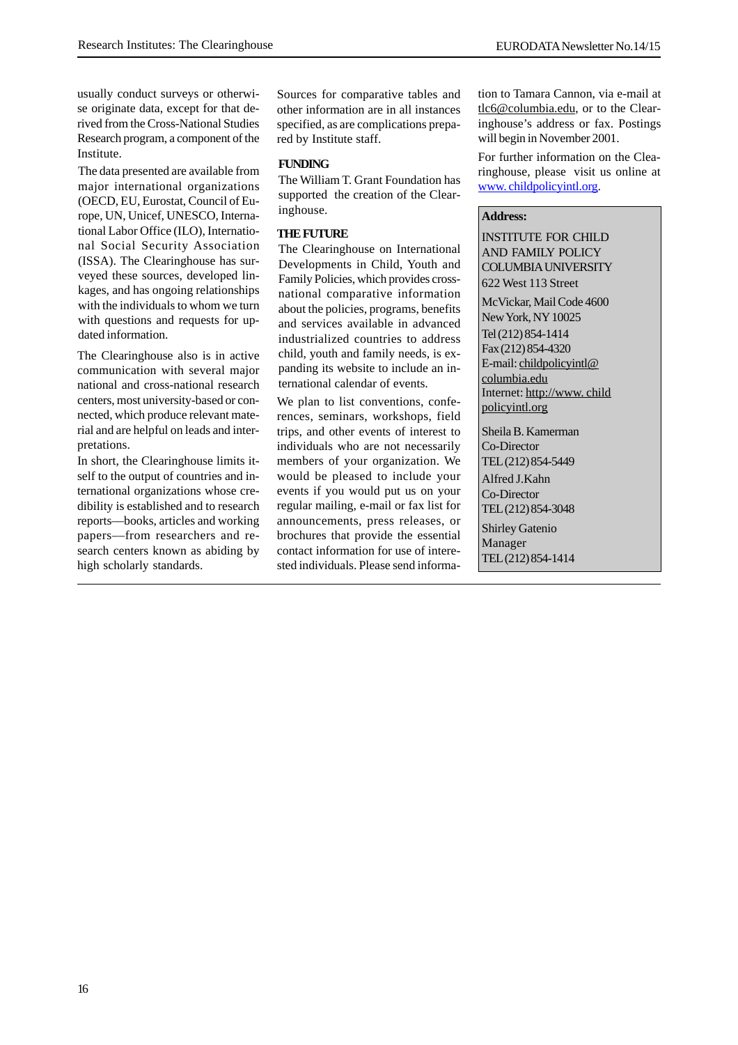usually conduct surveys or otherwise originate data, except for that derived from the Cross-National Studies Research program, a component of the Institute.

The data presented are available from major international organizations (OECD, EU, Eurostat, Council of Europe, UN, Unicef, UNESCO, International Labor Office (ILO), International Social Security Association (ISSA). The Clearinghouse has surveyed these sources, developed linkages, and has ongoing relationships with the individuals to whom we turn with questions and requests for updated information.

The Clearinghouse also is in active communication with several major national and cross-national research centers, most university-based or connected, which produce relevant material and are helpful on leads and interpretations.

In short, the Clearinghouse limits itself to the output of countries and international organizations whose credibility is established and to research reports—books, articles and working papers—from researchers and research centers known as abiding by high scholarly standards.

Sources for comparative tables and other information are in all instances specified, as are complications prepared by Institute staff.

### FUNDING

The William T. Grant Foundation has supported the creation of the Clearinghouse.

### THE FUTURE

The Clearinghouse on International Developments in Child, Youth and Family Policies, which provides cross-national comparative information about the policies, programs, benefits and services available in advanced industrialized countries to address child, youth and family needs, is expanding its website to include an international calendar of events.

We plan to list conventions, conferences, seminars, workshops, field trips, and other events of interest to individuals who are not necessarily members of your organization. We would be pleased to include your events if you would put us on your regular mailing, e-mail or fax list for announcements, press releases, or brochures that provide the essential contact information for use of interested individuals. Please send information to Tamara Cannon, via e-mail at tlc6@columbia.edu, or to the Clearinghouse's address or fax. Postings will begin in November 2001.

For further information on the Clearinghouse, please visit us online at www. childpolicyintl.org.

**Address:**

INSTITUTE FOR CHILD AND FAMILY POLICY
COLUMBIA UNIVERSITY
622 West 113 Street

McVickar, Mail Code 4600
New York, NY 10025
Tel (212) 854-1414
Fax (212) 854-4320
E-mail: childpolicyintl@columbia.edu
Internet: http://www. childpolicyintl.org

Sheila B. Kamerman
Co-Director
TEL (212) 854-5449

Alfred J.Kahn
Co-Director
TEL (212) 854-3048

Shirley Gatenio
Manager
TEL (212) 854-1414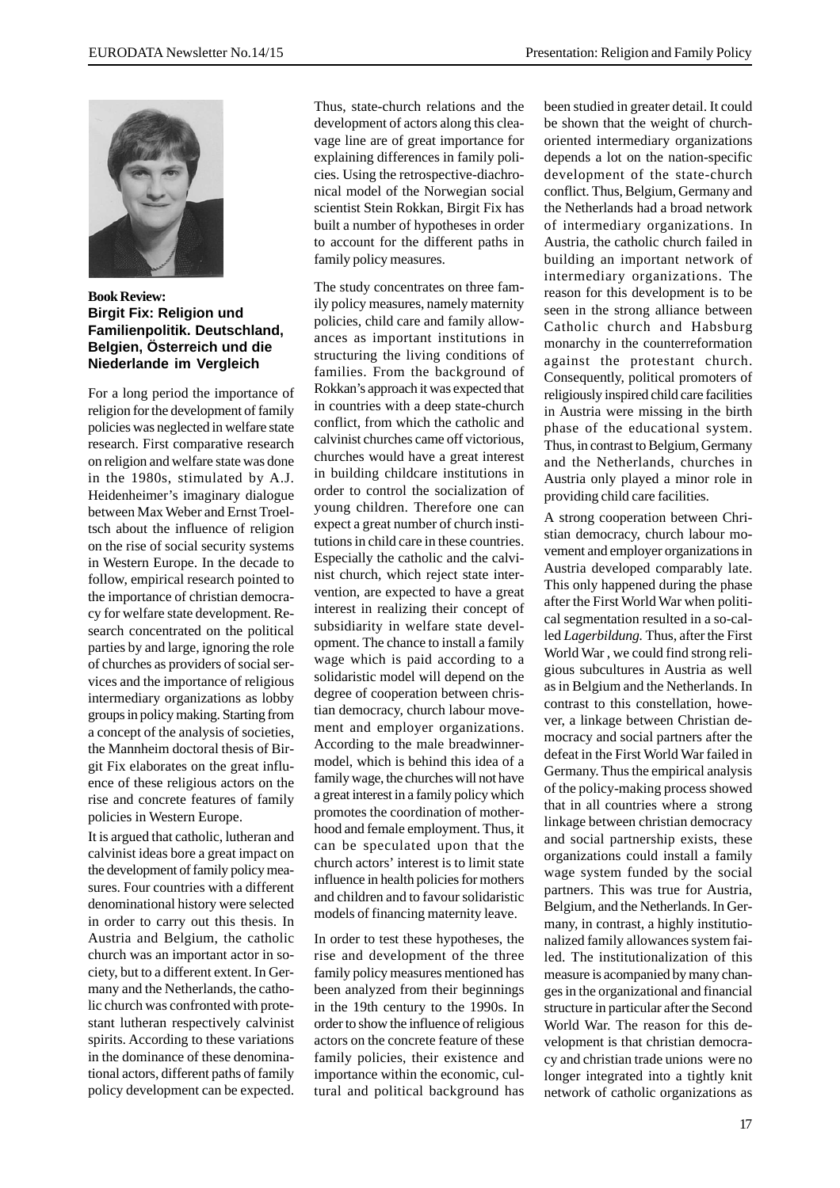**Book Review:**

### Birgit Fix: Religion und Familienpolitik. Deutschland, Belgien, Österreich und die Niederlande im Vergleich

For a long period the importance of religion for the development of family policies was neglected in welfare state research. First comparative research on religion and welfare state was done in the 1980s, stimulated by A.J. Heidenheimer's imaginary dialogue between Max Weber and Ernst Troeltsch about the influence of religion on the rise of social security systems in Western Europe. In the decade to follow, empirical research pointed to the importance of christian democracy for welfare state development. Research concentrated on the political parties by and large, ignoring the role of churches as providers of social services and the importance of religious intermediary organizations as lobby groups in policy making. Starting from a concept of the analysis of societies, the Mannheim doctoral thesis of Birgit Fix elaborates on the great influence of these religious actors on the rise and concrete features of family policies in Western Europe.

It is argued that catholic, lutheran and calvinist ideas bore a great impact on the development of family policy measures. Four countries with a different denominational history were selected in order to carry out this thesis. In Austria and Belgium, the catholic church was an important actor in society, but to a different extent. In Germany and the Netherlands, the catholic church was confronted with protestant lutheran respectively calvinist spirits. According to these variations in the dominance of these denominational actors, different paths of family policy development can be expected. Thus, state-church relations and the development of actors along this cleavage line are of great importance for explaining differences in family policies. Using the retrospective-diachronical model of the Norwegian social scientist Stein Rokkan, Birgit Fix has built a number of hypotheses in order to account for the different paths in family policy measures.

The study concentrates on three family policy measures, namely maternity policies, child care and family allowances as important institutions in structuring the living conditions of families. From the background of Rokkan's approach it was expected that in countries with a deep state-church conflict, from which the catholic and calvinist churches came off victorious, churches would have a great interest in building childcare institutions in order to control the socialization of young children. Therefore one can expect a great number of church institutions in child care in these countries. Especially the catholic and the calvinist church, which reject state intervention, are expected to have a great interest in realizing their concept of subsidiarity in welfare state development. The chance to install a family wage which is paid according to a solidaristic model will depend on the degree of cooperation between christian democracy, church labour movement and employer organizations. According to the male breadwinner-model, which is behind this idea of a family wage, the churches will not have a great interest in a family policy which promotes the coordination of motherhood and female employment. Thus, it can be speculated upon that the church actors' interest is to limit state influence in health policies for mothers and children and to favour solidaristic models of financing maternity leave.

In order to test these hypotheses, the rise and development of the three family policy measures mentioned has been analyzed from their beginnings in the 19th century to the 1990s. In order to show the influence of religious actors on the concrete feature of these family policies, their existence and importance within the economic, cultural and political background has been studied in greater detail. It could be shown that the weight of church-oriented intermediary organizations depends a lot on the nation-specific development of the state-church conflict. Thus, Belgium, Germany and the Netherlands had a broad network of intermediary organizations. In Austria, the catholic church failed in building an important network of intermediary organizations. The reason for this development is to be seen in the strong alliance between Catholic church and Habsburg monarchy in the counterreformation against the protestant church. Consequently, political promoters of religiously inspired child care facilities in Austria were missing in the birth phase of the educational system. Thus, in contrast to Belgium, Germany and the Netherlands, churches in Austria only played a minor role in providing child care facilities.

A strong cooperation between Christian democracy, church labour movement and employer organizations in Austria developed comparably late. This only happened during the phase after the First World War when political segmentation resulted in a so-called *Lagerbildung.* Thus, after the First World War , we could find strong religious subcultures in Austria as well as in Belgium and the Netherlands. In contrast to this constellation, however, a linkage between Christian democracy and social partners after the defeat in the First World War failed in Germany. Thus the empirical analysis of the policy-making process showed that in all countries where a strong linkage between christian democracy and social partnership exists, these organizations could install a family wage system funded by the social partners. This was true for Austria, Belgium, and the Netherlands. In Germany, in contrast, a highly institutionalized family allowances system failed. The institutionalization of this measure is acompanied by many changes in the organizational and financial structure in particular after the Second World War. The reason for this development is that christian democracy and christian trade unions were no longer integrated into a tightly knit network of catholic organizations as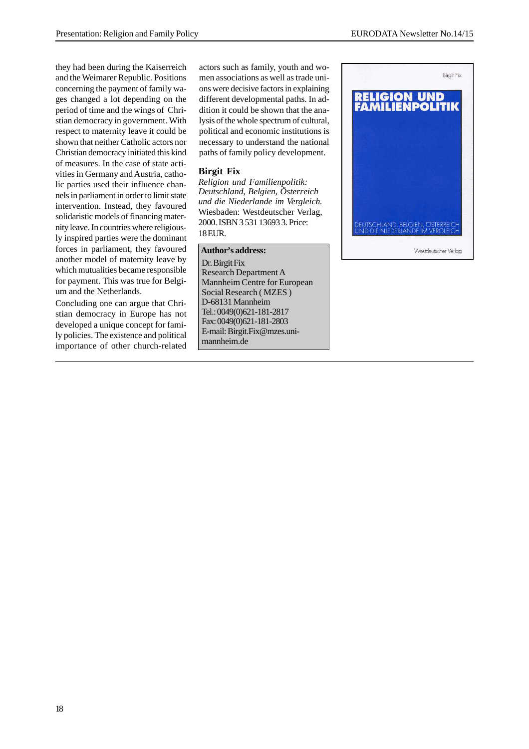they had been during the Kaiserreich and the Weimarer Republic. Positions concerning the payment of family wages changed a lot depending on the period of time and the wings of Christian democracy in government. With respect to maternity leave it could be shown that neither Catholic actors nor Christian democracy initiated this kind of measures. In the case of state activities in Germany and Austria, catholic parties used their influence channels in parliament in order to limit state intervention. Instead, they favoured solidaristic models of financing maternity leave. In countries where religiously inspired parties were the dominant forces in parliament, they favoured another model of maternity leave by which mutualities became responsible for payment. This was true for Belgium and the Netherlands.

Concluding one can argue that Christian democracy in Europe has not developed a unique concept for family policies. The existence and political importance of other church-related actors such as family, youth and women associations as well as trade unions were decisive factors in explaining different developmental paths. In addition it could be shown that the analysis of the whole spectrum of cultural, political and economic institutions is necessary to understand the national paths of family policy development.

**Birgit Fix**
*Religion und Familienpolitik: Deutschland, Belgien, Österreich und die Niederlande im Vergleich.* Wiesbaden: Westdeutscher Verlag, 2000. ISBN 3 531 13693 3. Price: 18 EUR.

**Author's address:**
Dr. Birgit Fix
Research Department A
Mannheim Centre for European Social Research ( MZES )
D-68131 Mannheim
Tel.: 0049(0)621-181-2817
Fax: 0049(0)621-181-2803
E-mail: Birgit.Fix@mzes.uni-mannheim.de

Birgit Fix

RELIGION UND FAMILIENPOLITIK

DEUTSCHLAND, BELGIEN, ÖSTERREICH UND DIE NIEDERLANDE IM VERGLEICH

Westdeutscher Verlag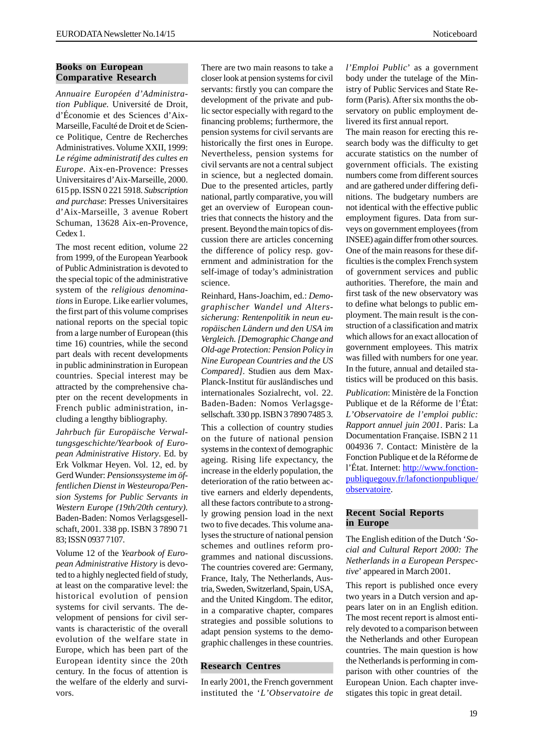## Books on European Comparative Research

*Annuaire Européen d'Administration Publique.* Université de Droit, d'Économie et des Sciences d'Aix-Marseille, Faculté de Droit et de Science Politique, Centre de Recherches Administratives. Volume XXII, 1999: *Le régime administratif des cultes en Europe*. Aix-en-Provence: Presses Universitaires d'Aix-Marseille, 2000. 615 pp. ISSN 0 221 5918. *Subscription and purchase*: Presses Universitaires d'Aix-Marseille, 3 avenue Robert Schuman, 13628 Aix-en-Provence, Cedex 1.

The most recent edition, volume 22 from 1999, of the European Yearbook of Public Administration is devoted to the special topic of the administrative system of the *religious denominations* in Europe. Like earlier volumes, the first part of this volume comprises national reports on the special topic from a large number of European (this time 16) countries, while the second part deals with recent developments in public admininstration in European countries. Special interest may be attracted by the comprehensive chapter on the recent developments in French public administration, including a lengthy bibliography.

*Jahrbuch für Europäische Verwaltungsgeschichte/Yearbook of European Administrative History*. Ed. by Erk Volkmar Heyen. Vol. 12, ed. by Gerd Wunder: *Pensionssysteme im öffentlichen Dienst in Westeuropa/Pension Systems for Public Servants in Western Europe (19th/20th century)*. Baden-Baden: Nomos Verlagsgesellschaft, 2001. 338 pp. ISBN 3 7890 71 83; ISSN 0937 7107.

Volume 12 of the *Yearbook of European Administrative History* is devoted to a highly neglected field of study, at least on the comparative level: the historical evolution of pension systems for civil servants. The development of pensions for civil servants is characteristic of the overall evolution of the welfare state in Europe, which has been part of the European identity since the 20th century. In the focus of attention is the welfare of the elderly and survivors.

There are two main reasons to take a closer look at pension systems for civil servants: firstly you can compare the development of the private and public sector especially with regard to the financing problems; furthermore, the pension systems for civil servants are historically the first ones in Europe. Nevertheless, pension systems for civil servants are not a central subject in science, but a neglected domain. Due to the presented articles, partly national, partly comparative, you will get an overview of European countries that connects the history and the present. Beyond the main topics of discussion there are articles concerning the difference of policy resp. government and administration for the self-image of today's administration science.

Reinhard, Hans-Joachim, ed.: *Demographischer Wandel und Alterssicherung: Rentenpolitik in neun europäischen Ländern und den USA im Vergleich. [Demographic Change and Old-age Protection: Pension Policy in Nine European Countries and the US Compared]*. Studien aus dem Max-Planck-Institut für ausländisches und internationales Sozialrecht, vol. 22. Baden-Baden: Nomos Verlagsgesellschaft. 330 pp. ISBN 3 7890 7485 3.

This a collection of country studies on the future of national pension systems in the context of demographic ageing. Rising life expectancy, the increase in the elderly population, the deterioration of the ratio between active earners and elderly dependents, all these factors contribute to a strongly growing pension load in the next two to five decades. This volume analyses the structure of national pension schemes and outlines reform programmes and national discussions. The countries covered are: Germany, France, Italy, The Netherlands, Austria, Sweden, Switzerland, Spain, USA, and the United Kingdom. The editor, in a comparative chapter, compares strategies and possible solutions to adapt pension systems to the demographic challenges in these countries.

## Research Centres

In early 2001, the French government instituted the '*L'Observatoire de l'Emploi Public*' as a government body under the tutelage of the Ministry of Public Services and State Reform (Paris). After six months the observatory on public employment delivered its first annual report.

The main reason for erecting this research body was the difficulty to get accurate statistics on the number of government officials. The existing numbers come from different sources and are gathered under differing definitions. The budgetary numbers are not identical with the effective public employment figures. Data from surveys on government employees (from INSEE) again differ from other sources. One of the main reasons for these difficulties is the complex French system of government services and public authorities. Therefore, the main and first task of the new observatory was to define what belongs to public employment. The main result is the construction of a classification and matrix which allows for an exact allocation of government employees. This matrix was filled with numbers for one year. In the future, annual and detailed statistics will be produced on this basis.

*Publication*: Ministère de la Fonction Publique et de la Réforme de l'État: *L'Observatoire de l'emploi public: Rapport annuel juin 2001*. Paris: La Documentation Française. ISBN 2 11 004936 7. Contact: Ministère de la Fonction Publique et de la Réforme de l'État. Internet: http://www.fonction-publiquegouv.fr/lafonctionpublique/observatoire.

## Recent Social Reports in Europe

The English edition of the Dutch '*Social and Cultural Report 2000: The Netherlands in a European Perspective*' appeared in March 2001.

This report is published once every two years in a Dutch version and appears later on in an English edition. The most recent report is almost entirely devoted to a comparison between the Netherlands and other European countries. The main question is how the Netherlands is performing in comparison with other countries of the European Union. Each chapter investigates this topic in great detail.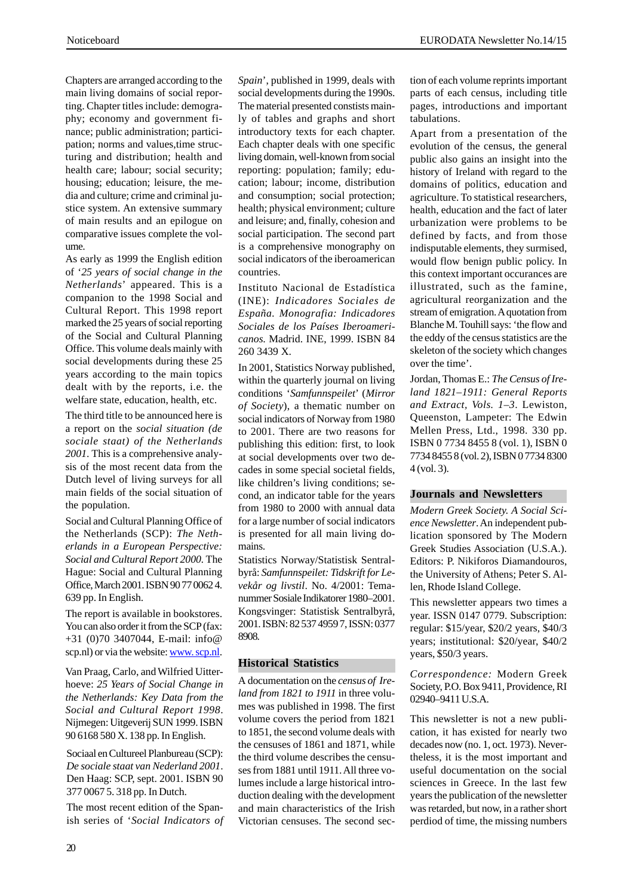Chapters are arranged according to the main living domains of social reporting. Chapter titles include: demography; economy and government finance; public administration; participation; norms and values,time structuring and distribution; health and health care; labour; social security; housing; education; leisure, the media and culture; crime and criminal justice system. An extensive summary of main results and an epilogue on comparative issues complete the volume.

As early as 1999 the English edition of '*25 years of social change in the Netherlands*' appeared. This is a companion to the 1998 Social and Cultural Report. This 1998 report marked the 25 years of social reporting of the Social and Cultural Planning Office. This volume deals mainly with social developments during these 25 years according to the main topics dealt with by the reports, i.e. the welfare state, education, health, etc.

The third title to be announced here is a report on the *social situation (de sociale staat) of the Netherlands 2001*. This is a comprehensive analysis of the most recent data from the Dutch level of living surveys for all main fields of the social situation of the population.

Social and Cultural Planning Office of the Netherlands (SCP): *The Netherlands in a European Perspective: Social and Cultural Report 2000*. The Hague: Social and Cultural Planning Office, March 2001. ISBN 90 77 0062 4. 639 pp. In English.

The report is available in bookstores. You can also order it from the SCP (fax: +31 (0)70 3407044, E-mail: info@scp.nl) or via the website: www. scp.nl.

Van Praag, Carlo, and Wilfried Uitterhoeve: *25 Years of Social Change in the Netherlands: Key Data from the Social and Cultural Report 1998*. Nijmegen: Uitgeverij SUN 1999. ISBN 90 6168 580 X. 138 pp. In English.

Sociaal en Cultureel Planbureau (SCP): *De sociale staat van Nederland 2001*. Den Haag: SCP, sept. 2001. ISBN 90 377 0067 5. 318 pp. In Dutch.

The most recent edition of the Spanish series of '*Social Indicators of Spain*', published in 1999, deals with social developments during the 1990s. The material presented consists mainly of tables and graphs and short introductory texts for each chapter. Each chapter deals with one specific living domain, well-known from social reporting: population; family; education; labour; income, distribution and consumption; social protection; health; physical environment; culture and leisure; and, finally, cohesion and social participation. The second part is a comprehensive monography on social indicators of the iberoamerican countries.

Instituto Nacional de Estadística (INE): *Indicadores Sociales de España. Monografia: Indicadores Sociales de los Países Iberoamericanos.* Madrid. INE, 1999. ISBN 84 260 3439 X.

In 2001, Statistics Norway published, within the quarterly journal on living conditions '*Samfunnspeilet*' (*Mirror of Society*), a thematic number on social indicators of Norway from 1980 to 2001. There are two reasons for publishing this edition: first, to look at social developments over two decades in some special societal fields, like children's living conditions; second, an indicator table for the years from 1980 to 2000 with annual data for a large number of social indicators is presented for all main living domains.

Statistics Norway/Statistisk Sentralbyrå: *Samfunnspeilet: Tidskrift for Levekår og livstil*. No. 4/2001: Temanummer Sosiale Indikatorer 1980–2001. Kongsvinger: Statistisk Sentralbyrå, 2001. ISBN: 82 537 4959 7, ISSN: 0377 8908.

## Historical Statistics

A documentation on the *census of Ireland from 1821 to 1911* in three volumes was published in 1998. The first volume covers the period from 1821 to 1851, the second volume deals with the censuses of 1861 and 1871, while the third volume describes the censuses from 1881 until 1911. All three volumes include a large historical introduction dealing with the development and main characteristics of the Irish Victorian censuses. The second section of each volume reprints important parts of each census, including title pages, introductions and important tabulations.

Apart from a presentation of the evolution of the census, the general public also gains an insight into the history of Ireland with regard to the domains of politics, education and agriculture. To statistical researchers, health, education and the fact of later urbanization were problems to be defined by facts, and from those indisputable elements, they surmised, would flow benign public policy. In this context important occurances are illustrated, such as the famine, agricultural reorganization and the stream of emigration. A quotation from Blanche M. Touhill says: 'the flow and the eddy of the census statistics are the skeleton of the society which changes over the time'.

Jordan, Thomas E.: *The Census of Ireland 1821–1911: General Reports and Extract, Vols. 1–3*. Lewiston, Queenston, Lampeter: The Edwin Mellen Press, Ltd., 1998. 330 pp. ISBN 0 7734 8455 8 (vol. 1), ISBN 0 7734 8455 8 (vol. 2), ISBN 0 7734 8300 4 (vol. 3).

## Journals and Newsletters

*Modern Greek Society. A Social Science Newsletter*. An independent publication sponsored by The Modern Greek Studies Association (U.S.A.). Editors: P. Nikiforos Diamandouros, the University of Athens; Peter S. Allen, Rhode Island College.

This newsletter appears two times a year. ISSN 0147 0779. Subscription: regular: $15/year, $20/2 years, $40/3 years; institutional: $20/year, $40/2 years, $50/3 years.

*Correspondence:* Modern Greek Society, P.O. Box 9411, Providence, RI 02940–9411 U.S.A.

This newsletter is not a new publication, it has existed for nearly two decades now (no. 1, oct. 1973). Nevertheless, it is the most important and useful documentation on the social sciences in Greece. In the last few years the publication of the newsletter was retarded, but now, in a rather short perdiod of time, the missing numbers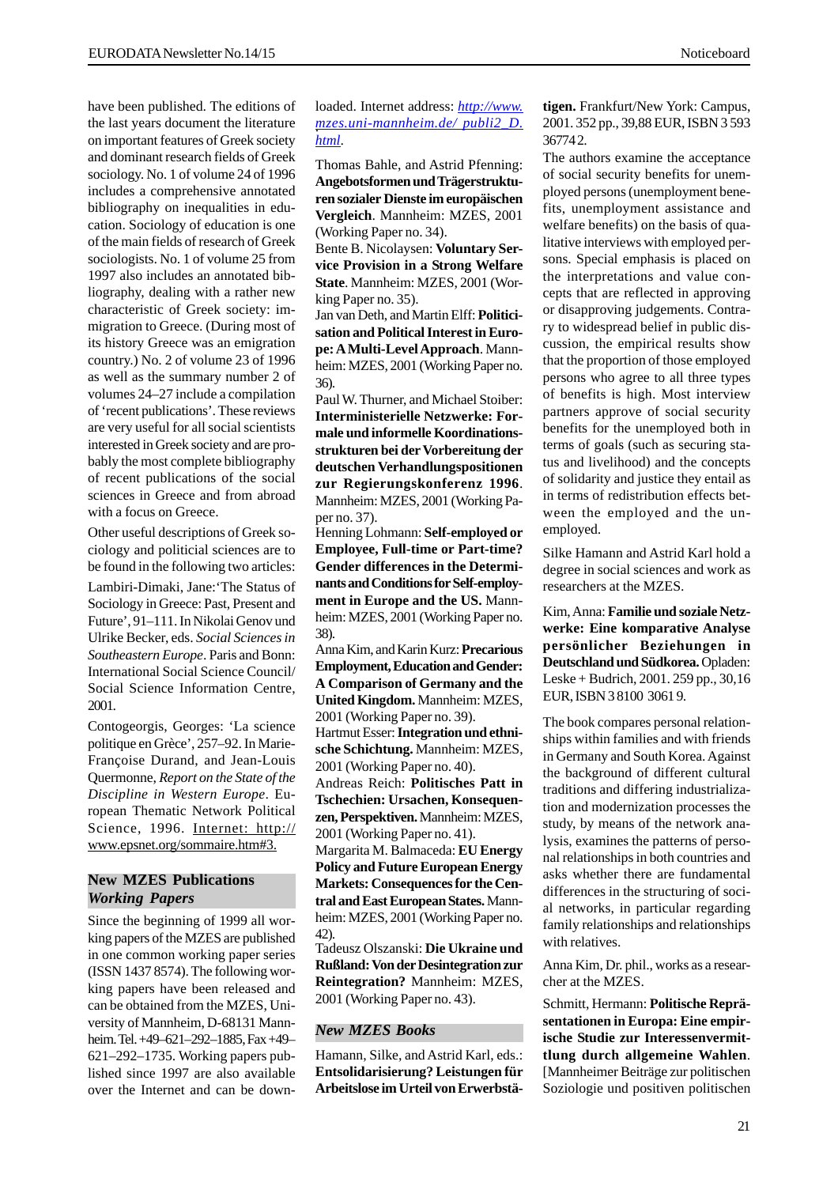have been published. The editions of the last years document the literature on important features of Greek society and dominant research fields of Greek sociology. No. 1 of volume 24 of 1996 includes a comprehensive annotated bibliography on inequalities in education. Sociology of education is one of the main fields of research of Greek sociologists. No. 1 of volume 25 from 1997 also includes an annotated bibliography, dealing with a rather new characteristic of Greek society: immigration to Greece. (During most of its history Greece was an emigration country.) No. 2 of volume 23 of 1996 as well as the summary number 2 of volumes 24–27 include a compilation of 'recent publications'. These reviews are very useful for all social scientists interested in Greek society and are probably the most complete bibliography of recent publications of the social sciences in Greece and from abroad with a focus on Greece.

Other useful descriptions of Greek sociology and politicial sciences are to be found in the following two articles:

Lambiri-Dimaki, Jane: 'The Status of Sociology in Greece: Past, Present and Future', 91–111. In Nikolai Genov und Ulrike Becker, eds. *Social Sciences in Southeastern Europe*. Paris and Bonn: International Social Science Council/ Social Science Information Centre, 2001.

Contogeorgis, Georges: 'La science politique en Grèce', 257–92. In Marie-Françoise Durand, and Jean-Louis Quermonne, *Report on the State of the Discipline in Western Europe*. European Thematic Network Political Science, 1996. Internet: http://www.epsnet.org/sommaire.htm#3.

## New MZES Publications

### *Working Papers*

Since the beginning of 1999 all working papers of the MZES are published in one common working paper series (ISSN 1437 8574). The following working papers have been released and can be obtained from the MZES, University of Mannheim, D-68131 Mannheim. Tel. +49–621–292–1885, Fax +49–621–292–1735. Working papers published since 1997 are also available over the Internet and can be downloaded. Internet address: *http://www.mzes.uni-mannheim.de/ publi2_D.html*.

Thomas Bahle, and Astrid Pfenning: **Angebotsformen und Trägerstrukturen sozialer Dienste im europäischen Vergleich**. Mannheim: MZES, 2001 (Working Paper no. 34).

Bente B. Nicolaysen: **Voluntary Service Provision in a Strong Welfare State**. Mannheim: MZES, 2001 (Working Paper no. 35).

Jan van Deth, and Martin Elff: **Politicisation and Political Interest in Europe: A Multi-Level Approach**. Mannheim: MZES, 2001 (Working Paper no. 36).

Paul W. Thurner, and Michael Stoiber: **Interministerielle Netzwerke: Formale und informelle Koordinationsstrukturen bei der Vorbereitung der deutschen Verhandlungspositionen zur Regierungskonferenz 1996**. Mannheim: MZES, 2001 (Working Paper no. 37).

Henning Lohmann: **Self-employed or Employee, Full-time or Part-time? Gender differences in the Determinants and Conditions for Self-employment in Europe and the US.** Mannheim: MZES, 2001 (Working Paper no. 38).

Anna Kim, and Karin Kurz: **Precarious Employment, Education and Gender: A Comparison of Germany and the United Kingdom.** Mannheim: MZES, 2001 (Working Paper no. 39).

Hartmut Esser: **Integration und ethnische Schichtung.** Mannheim: MZES, 2001 (Working Paper no. 40).

Andreas Reich: **Politisches Patt in Tschechien: Ursachen, Konsequenzen, Perspektiven.** Mannheim: MZES, 2001 (Working Paper no. 41).

Margarita M. Balmaceda: **EU Energy Policy and Future European Energy Markets: Consequences for the Central and East European States.** Mannheim: MZES, 2001 (Working Paper no. 42).

Tadeusz Olszanski: **Die Ukraine und Rußland: Von der Desintegration zur Reintegration?** Mannheim: MZES, 2001 (Working Paper no. 43).

### *New MZES Books*

Hamann, Silke, and Astrid Karl, eds.: **Entsolidarisierung? Leistungen für Arbeitslose im Urteil von Erwerbstätigen.** Frankfurt/New York: Campus, 2001. 352 pp., 39,88 EUR, ISBN 3 593 36774 2.

The authors examine the acceptance of social security benefits for unemployed persons (unemployment benefits, unemployment assistance and welfare benefits) on the basis of qualitative interviews with employed persons. Special emphasis is placed on the interpretations and value concepts that are reflected in approving or disapproving judgements. Contrary to widespread belief in public discussion, the empirical results show that the proportion of those employed persons who agree to all three types of benefits is high. Most interview partners approve of social security benefits for the unemployed both in terms of goals (such as securing status and livelihood) and the concepts of solidarity and justice they entail as in terms of redistribution effects between the employed and the unemployed.

Silke Hamann and Astrid Karl hold a degree in social sciences and work as researchers at the MZES.

Kim, Anna: **Familie und soziale Netzwerke: Eine komparative Analyse persönlicher Beziehungen in Deutschland und Südkorea.** Opladen: Leske + Budrich, 2001. 259 pp., 30,16 EUR, ISBN 3 8100 3061 9.

The book compares personal relationships within families and with friends in Germany and South Korea. Against the background of different cultural traditions and differing industrialization and modernization processes the study, by means of the network analysis, examines the patterns of personal relationships in both countries and asks whether there are fundamental differences in the structuring of social networks, in particular regarding family relationships and relationships with relatives.

Anna Kim, Dr. phil., works as a researcher at the MZES.

Schmitt, Hermann: **Politische Repräsentationen in Europa: Eine empirische Studie zur Interessenvermittlung durch allgemeine Wahlen**. [Mannheimer Beiträge zur politischen Soziologie und positiven politischen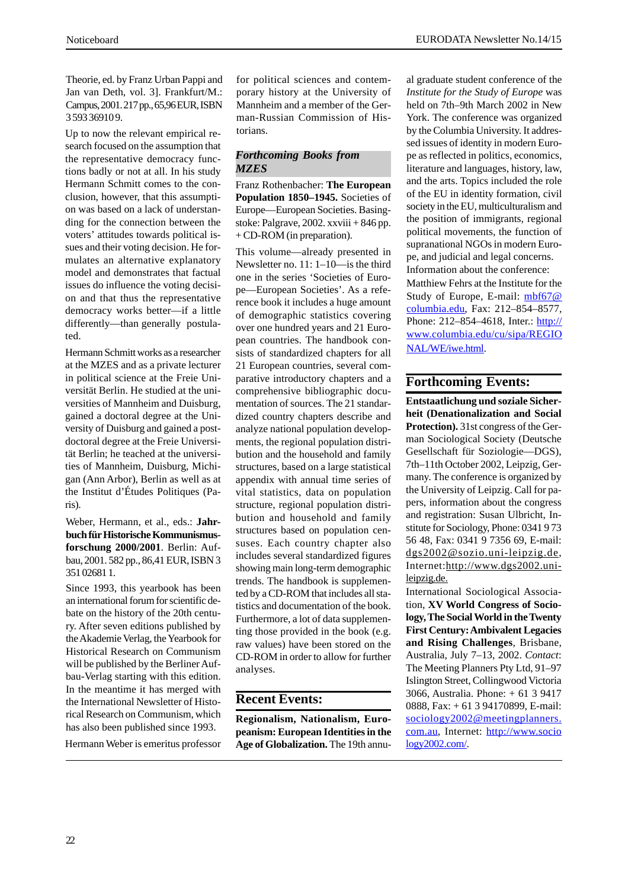Theorie, ed. by Franz Urban Pappi and Jan van Deth, vol. 3]. Frankfurt/M.: Campus, 2001. 217 pp., 65,96 EUR, ISBN 3 593 36910 9.

Up to now the relevant empirical research focused on the assumption that the representative democracy functions badly or not at all. In his study Hermann Schmitt comes to the conclusion, however, that this assumption was based on a lack of understanding for the connection between the voters' attitudes towards political issues and their voting decision. He formulates an alternative explanatory model and demonstrates that factual issues do influence the voting decision and that thus the representative democracy works better—if a little differently—than generally postulated.

Hermann Schmitt works as a researcher at the MZES and as a private lecturer in political science at the Freie Universität Berlin. He studied at the universities of Mannheim and Duisburg, gained a doctoral degree at the University of Duisburg and gained a postdoctoral degree at the Freie Universität Berlin; he teached at the universities of Mannheim, Duisburg, Michigan (Ann Arbor), Berlin as well as at the Institut d'Études Politiques (Paris).

Weber, Hermann, et al., eds.: **Jahrbuch für Historische Kommunismusforschung 2000/2001**. Berlin: Aufbau, 2001. 582 pp., 86,41 EUR, ISBN 3 351 02681 1.

Since 1993, this yearbook has been an international forum for scientific debate on the history of the 20th century. After seven editions published by the Akademie Verlag, the Yearbook for Historical Research on Communism will be published by the Aufbau-Verlag starting with this edition. In the meantime it has merged with the International Newsletter of Historical Research on Communism, which has also been published since 1993.

Hermann Weber is emeritus professor for political sciences and contemporary history at the University of Mannheim and a member of the German-Russian Commission of Historians.

## *Forthcoming Books from MZES*

Franz Rothenbacher: **The European Population 1850–1945.** Societies of Europe—European Societies. Basingstoke: Palgrave, 2002. xxviii + 846 pp. + CD-ROM (in preparation).

This volume—already presented in Newsletter no. 11: 1–10—is the third one in the series 'Societies of Europe—European Societies'. As a reference book it includes a huge amount of demographic statistics covering over one hundred years and 21 European countries. The handbook consists of standardized chapters for all 21 European countries, several comparative introductory chapters and a comprehensive bibliographic documentation of sources. The 21 standardized country chapters describe and analyze national population developments, the regional population distribution and the household and family structures, based on a large statistical appendix with annual time series of vital statistics, data on population structure, regional population distribution and household and family structures based on population censuses. Each country chapter also includes several standardized figures showing main long-term demographic trends. The handbook is supplemented by a CD-ROM that includes all statistics and documentation of the book. Furthermore, a lot of data supplementing those provided in the book (e.g. raw values) have been stored on the CD-ROM in order to allow for further analyses.

## Recent Events:

**Regionalism, Nationalism, Europeanism: European Identities in the Age of Globalization.** The 19th annual graduate student conference of the *Institute for the Study of Europe* was held on 7th–9th March 2002 in New York. The conference was organized by the Columbia University. It addressed issues of identity in modern Europe as reflected in politics, economics, literature and languages, history, law, and the arts. Topics included the role of the EU in identity formation, civil society in the EU, multiculturalism and the position of immigrants, regional political movements, the function of supranational NGOs in modern Europe, and judicial and legal concerns. Information about the conference: Matthiew Fehrs at the Institute for the Study of Europe, E-mail: mbf67@columbia.edu, Fax: 212–854–8577, Phone: 212–854–4618, Inter.: http://www.columbia.edu/cu/sipa/REGIONAL/WE/iwe.html.

## Forthcoming Events:

**Entstaatlichung und soziale Sicherheit (Denationalization and Social Protection).** 31st congress of the German Sociological Society (Deutsche Gesellschaft für Soziologie—DGS), 7th–11th October 2002, Leipzig, Germany. The conference is organized by the University of Leipzig. Call for papers, information about the congress and registration: Susan Ulbricht, Institute for Sociology, Phone: 0341 9 73 56 48, Fax: 0341 9 7356 69, E-mail: dgs2002@sozio.uni-leipzig.de, Internet: http://www.dgs2002.uni-leipzig.de.

International Sociological Association, **XV World Congress of Sociology, The Social World in the Twenty First Century: Ambivalent Legacies and Rising Challenges**, Brisbane, Australia, July 7–13, 2002. *Contact*: The Meeting Planners Pty Ltd, 91–97 Islington Street, Collingwood Victoria 3066, Australia. Phone: + 61 3 9417 0888, Fax: + 61 3 94170899, E-mail: sociology2002@meetingplanners.com.au, Internet: http://www.sociology2002.com/.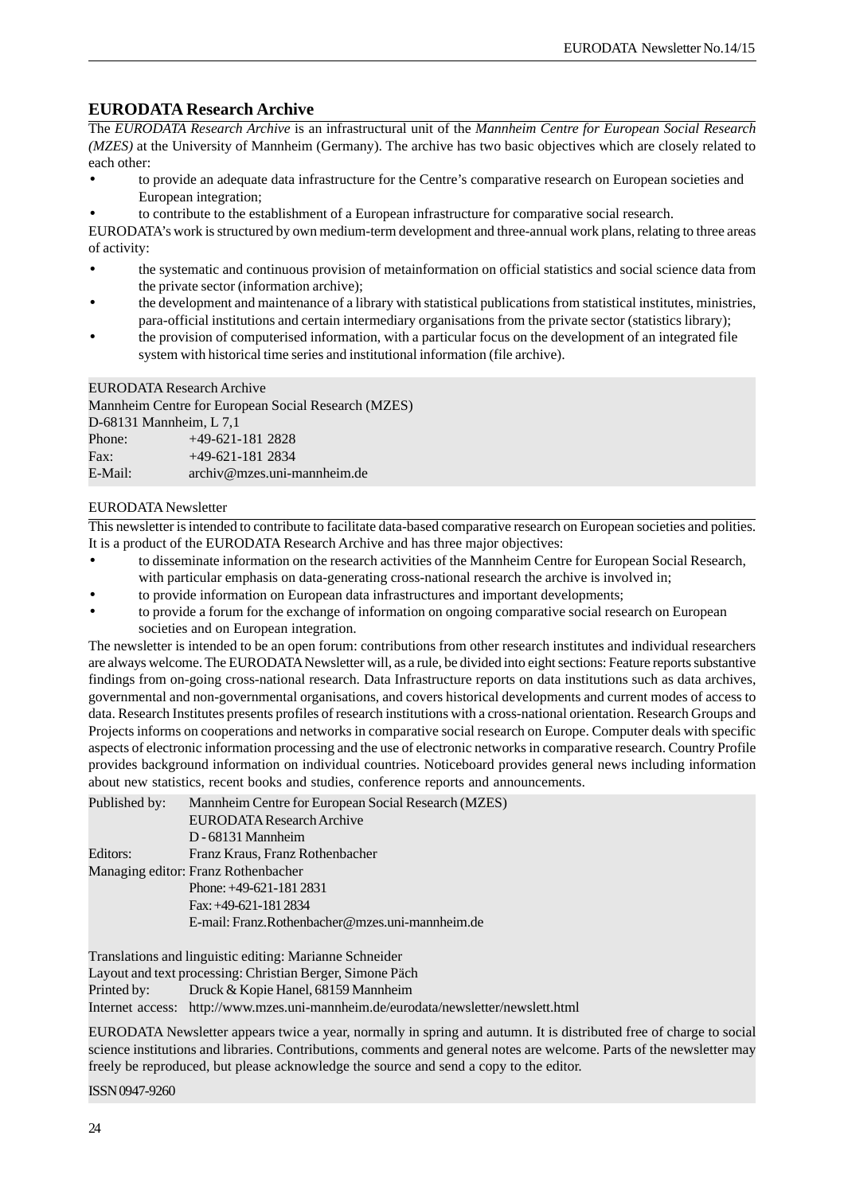## EURODATA Research Archive

The *EURODATA Research Archive* is an infrastructural unit of the *Mannheim Centre for European Social Research (MZES)* at the University of Mannheim (Germany). The archive has two basic objectives which are closely related to each other:

- to provide an adequate data infrastructure for the Centre's comparative research on European societies and European integration;
- to contribute to the establishment of a European infrastructure for comparative social research.

EURODATA's work is structured by own medium-term development and three-annual work plans, relating to three areas of activity:

- the systematic and continuous provision of metainformation on official statistics and social science data from the private sector (information archive);
- the development and maintenance of a library with statistical publications from statistical institutes, ministries, para-official institutions and certain intermediary organisations from the private sector (statistics library);
- the provision of computerised information, with a particular focus on the development of an integrated file system with historical time series and institutional information (file archive).

EURODATA Research Archive
Mannheim Centre for European Social Research (MZES)
D-68131 Mannheim, L 7,1
Phone: +49-621-181 2828
Fax: +49-621-181 2834
E-Mail: archiv@mzes.uni-mannheim.de

EURODATA Newsletter

This newsletter is intended to contribute to facilitate data-based comparative research on European societies and polities. It is a product of the EURODATA Research Archive and has three major objectives:

- to disseminate information on the research activities of the Mannheim Centre for European Social Research, with particular emphasis on data-generating cross-national research the archive is involved in;
- to provide information on European data infrastructures and important developments;
- to provide a forum for the exchange of information on ongoing comparative social research on European societies and on European integration.

The newsletter is intended to be an open forum: contributions from other research institutes and individual researchers are always welcome. The EURODATA Newsletter will, as a rule, be divided into eight sections: Feature reports substantive findings from on-going cross-national research. Data Infrastructure reports on data institutions such as data archives, governmental and non-governmental organisations, and covers historical developments and current modes of access to data. Research Institutes presents profiles of research institutions with a cross-national orientation. Research Groups and Projects informs on cooperations and networks in comparative social research on Europe. Computer deals with specific aspects of electronic information processing and the use of electronic networks in comparative research. Country Profile provides background information on individual countries. Noticeboard provides general news including information about new statistics, recent books and studies, conference reports and announcements.

Published by: Mannheim Centre for European Social Research (MZES)
EURODATA Research Archive
D - 68131 Mannheim
Editors: Franz Kraus, Franz Rothenbacher
Managing editor: Franz Rothenbacher
Phone: +49-621-181 2831
Fax: +49-621-181 2834
E-mail: Franz.Rothenbacher@mzes.uni-mannheim.de

Translations and linguistic editing: Marianne Schneider
Layout and text processing: Christian Berger, Simone Päch
Printed by: Druck & Kopie Hanel, 68159 Mannheim
Internet access: http://www.mzes.uni-mannheim.de/eurodata/newsletter/newslett.html

EURODATA Newsletter appears twice a year, normally in spring and autumn. It is distributed free of charge to social science institutions and libraries. Contributions, comments and general notes are welcome. Parts of the newsletter may freely be reproduced, but please acknowledge the source and send a copy to the editor.

ISSN 0947-9260